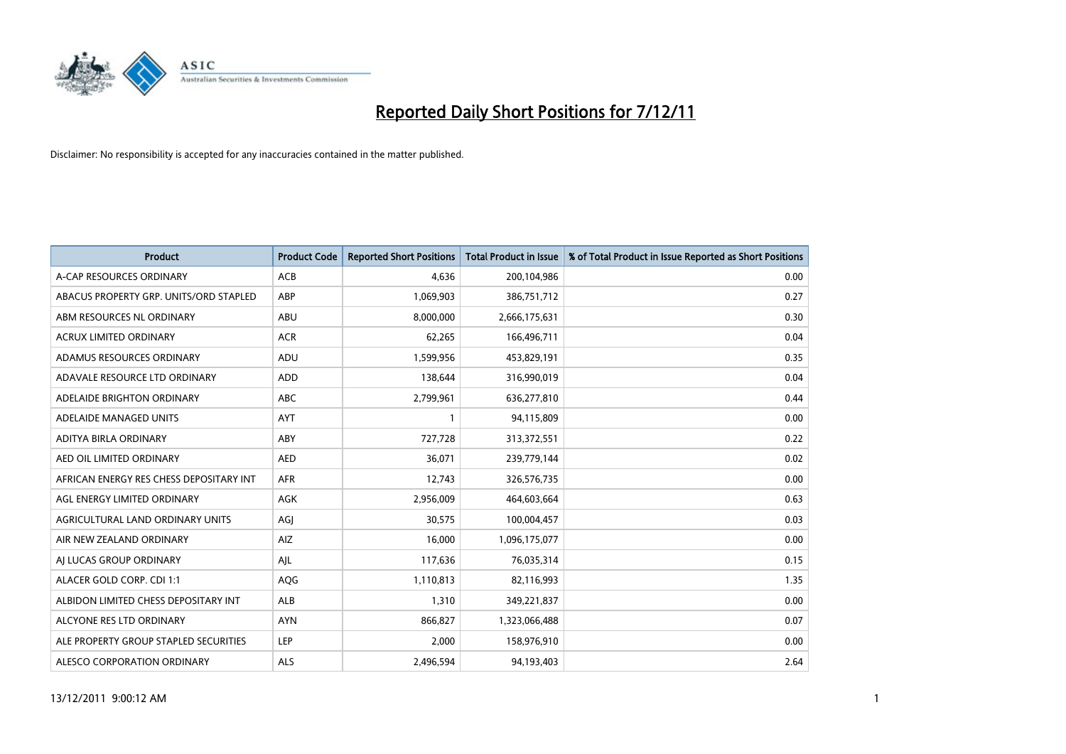# Reported Daily Short Positions for 7/12/11

Disclaimer: No responsibility is accepted for any inaccuracies contained in the matter published.

| Product | Product Code | Reported Short Positions | Total Product in Issue | % of Total Product in Issue Reported as Short Positions |
|---|---|---|---|---|
| A-CAP RESOURCES ORDINARY | ACB | 4,636 | 200,104,986 | 0.00 |
| ABACUS PROPERTY GRP. UNITS/ORD STAPLED | ABP | 1,069,903 | 386,751,712 | 0.27 |
| ABM RESOURCES NL ORDINARY | ABU | 8,000,000 | 2,666,175,631 | 0.30 |
| ACRUX LIMITED ORDINARY | ACR | 62,265 | 166,496,711 | 0.04 |
| ADAMUS RESOURCES ORDINARY | ADU | 1,599,956 | 453,829,191 | 0.35 |
| ADAVALE RESOURCE LTD ORDINARY | ADD | 138,644 | 316,990,019 | 0.04 |
| ADELAIDE BRIGHTON ORDINARY | ABC | 2,799,961 | 636,277,810 | 0.44 |
| ADELAIDE MANAGED UNITS | AYT | 1 | 94,115,809 | 0.00 |
| ADITYA BIRLA ORDINARY | ABY | 727,728 | 313,372,551 | 0.22 |
| AED OIL LIMITED ORDINARY | AED | 36,071 | 239,779,144 | 0.02 |
| AFRICAN ENERGY RES CHESS DEPOSITARY INT | AFR | 12,743 | 326,576,735 | 0.00 |
| AGL ENERGY LIMITED ORDINARY | AGK | 2,956,009 | 464,603,664 | 0.63 |
| AGRICULTURAL LAND ORDINARY UNITS | AGJ | 30,575 | 100,004,457 | 0.03 |
| AIR NEW ZEALAND ORDINARY | AIZ | 16,000 | 1,096,175,077 | 0.00 |
| AJ LUCAS GROUP ORDINARY | AJL | 117,636 | 76,035,314 | 0.15 |
| ALACER GOLD CORP. CDI 1:1 | AQG | 1,110,813 | 82,116,993 | 1.35 |
| ALBIDON LIMITED CHESS DEPOSITARY INT | ALB | 1,310 | 349,221,837 | 0.00 |
| ALCYONE RES LTD ORDINARY | AYN | 866,827 | 1,323,066,488 | 0.07 |
| ALE PROPERTY GROUP STAPLED SECURITIES | LEP | 2,000 | 158,976,910 | 0.00 |
| ALESCO CORPORATION ORDINARY | ALS | 2,496,594 | 94,193,403 | 2.64 |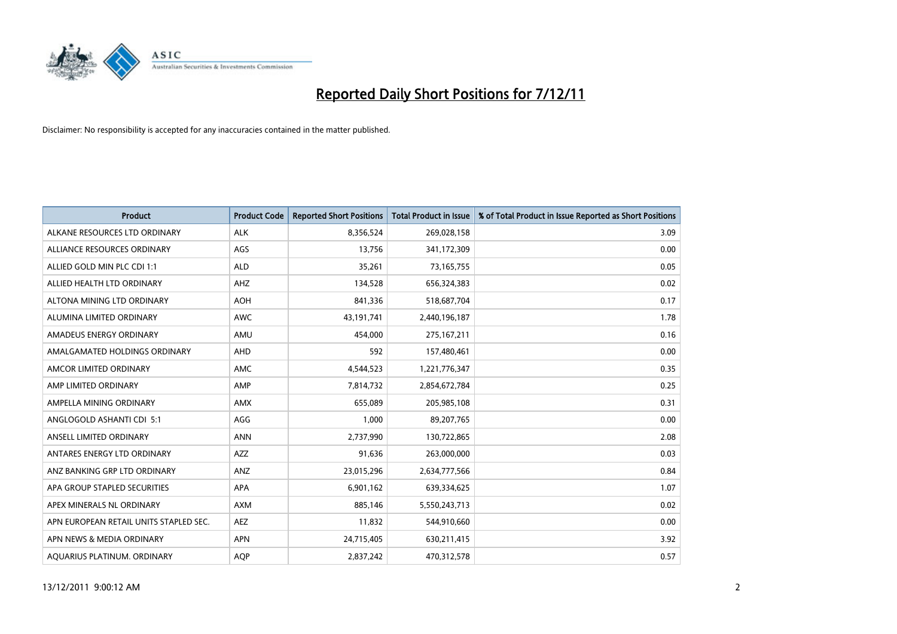# Reported Daily Short Positions for 7/12/11

Disclaimer: No responsibility is accepted for any inaccuracies contained in the matter published.

| Product | Product Code | Reported Short Positions | Total Product in Issue | % of Total Product in Issue Reported as Short Positions |
|---|---|---|---|---|
| ALKANE RESOURCES LTD ORDINARY | ALK | 8,356,524 | 269,028,158 | 3.09 |
| ALLIANCE RESOURCES ORDINARY | AGS | 13,756 | 341,172,309 | 0.00 |
| ALLIED GOLD MIN PLC CDI 1:1 | ALD | 35,261 | 73,165,755 | 0.05 |
| ALLIED HEALTH LTD ORDINARY | AHZ | 134,528 | 656,324,383 | 0.02 |
| ALTONA MINING LTD ORDINARY | AOH | 841,336 | 518,687,704 | 0.17 |
| ALUMINA LIMITED ORDINARY | AWC | 43,191,741 | 2,440,196,187 | 1.78 |
| AMADEUS ENERGY ORDINARY | AMU | 454,000 | 275,167,211 | 0.16 |
| AMALGAMATED HOLDINGS ORDINARY | AHD | 592 | 157,480,461 | 0.00 |
| AMCOR LIMITED ORDINARY | AMC | 4,544,523 | 1,221,776,347 | 0.35 |
| AMP LIMITED ORDINARY | AMP | 7,814,732 | 2,854,672,784 | 0.25 |
| AMPELLA MINING ORDINARY | AMX | 655,089 | 205,985,108 | 0.31 |
| ANGLOGOLD ASHANTI CDI 5:1 | AGG | 1,000 | 89,207,765 | 0.00 |
| ANSELL LIMITED ORDINARY | ANN | 2,737,990 | 130,722,865 | 2.08 |
| ANTARES ENERGY LTD ORDINARY | AZZ | 91,636 | 263,000,000 | 0.03 |
| ANZ BANKING GRP LTD ORDINARY | ANZ | 23,015,296 | 2,634,777,566 | 0.84 |
| APA GROUP STAPLED SECURITIES | APA | 6,901,162 | 639,334,625 | 1.07 |
| APEX MINERALS NL ORDINARY | AXM | 885,146 | 5,550,243,713 | 0.02 |
| APN EUROPEAN RETAIL UNITS STAPLED SEC. | AEZ | 11,832 | 544,910,660 | 0.00 |
| APN NEWS & MEDIA ORDINARY | APN | 24,715,405 | 630,211,415 | 3.92 |
| AQUARIUS PLATINUM. ORDINARY | AQP | 2,837,242 | 470,312,578 | 0.57 |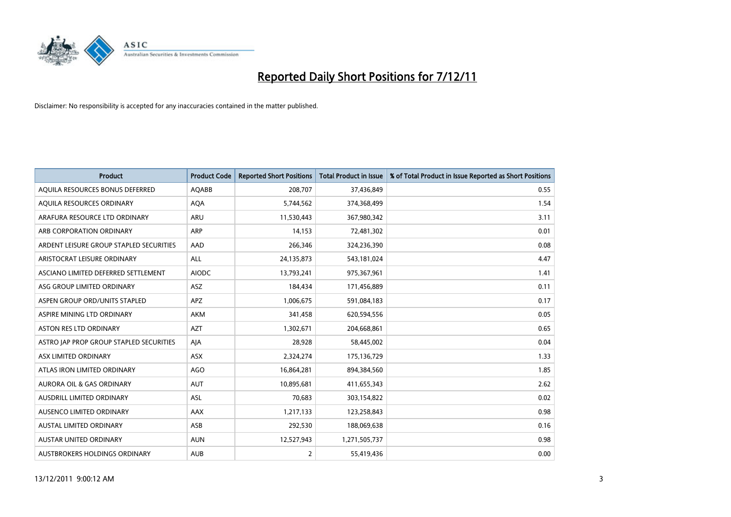# Reported Daily Short Positions for 7/12/11

Disclaimer: No responsibility is accepted for any inaccuracies contained in the matter published.

| Product | Product Code | Reported Short Positions | Total Product in Issue | % of Total Product in Issue Reported as Short Positions |
|---|---|---|---|---|
| AQUILA RESOURCES BONUS DEFERRED | AQABB | 208,707 | 37,436,849 | 0.55 |
| AQUILA RESOURCES ORDINARY | AQA | 5,744,562 | 374,368,499 | 1.54 |
| ARAFURA RESOURCE LTD ORDINARY | ARU | 11,530,443 | 367,980,342 | 3.11 |
| ARB CORPORATION ORDINARY | ARP | 14,153 | 72,481,302 | 0.01 |
| ARDENT LEISURE GROUP STAPLED SECURITIES | AAD | 266,346 | 324,236,390 | 0.08 |
| ARISTOCRAT LEISURE ORDINARY | ALL | 24,135,873 | 543,181,024 | 4.47 |
| ASCIANO LIMITED DEFERRED SETTLEMENT | AIODC | 13,793,241 | 975,367,961 | 1.41 |
| ASG GROUP LIMITED ORDINARY | ASZ | 184,434 | 171,456,889 | 0.11 |
| ASPEN GROUP ORD/UNITS STAPLED | APZ | 1,006,675 | 591,084,183 | 0.17 |
| ASPIRE MINING LTD ORDINARY | AKM | 341,458 | 620,594,556 | 0.05 |
| ASTON RES LTD ORDINARY | AZT | 1,302,671 | 204,668,861 | 0.65 |
| ASTRO JAP PROP GROUP STAPLED SECURITIES | AJA | 28,928 | 58,445,002 | 0.04 |
| ASX LIMITED ORDINARY | ASX | 2,324,274 | 175,136,729 | 1.33 |
| ATLAS IRON LIMITED ORDINARY | AGO | 16,864,281 | 894,384,560 | 1.85 |
| AURORA OIL & GAS ORDINARY | AUT | 10,895,681 | 411,655,343 | 2.62 |
| AUSDRILL LIMITED ORDINARY | ASL | 70,683 | 303,154,822 | 0.02 |
| AUSENCO LIMITED ORDINARY | AAX | 1,217,133 | 123,258,843 | 0.98 |
| AUSTAL LIMITED ORDINARY | ASB | 292,530 | 188,069,638 | 0.16 |
| AUSTAR UNITED ORDINARY | AUN | 12,527,943 | 1,271,505,737 | 0.98 |
| AUSTBROKERS HOLDINGS ORDINARY | AUB | 2 | 55,419,436 | 0.00 |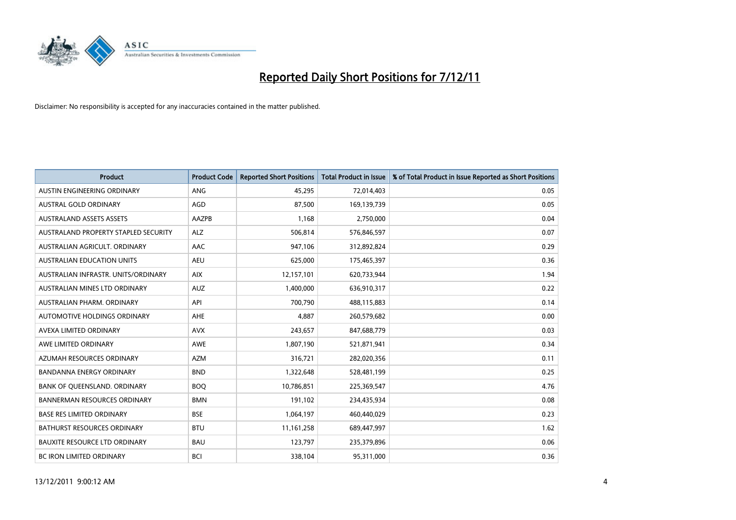# Reported Daily Short Positions for 7/12/11

Disclaimer: No responsibility is accepted for any inaccuracies contained in the matter published.

| Product | Product Code | Reported Short Positions | Total Product in Issue | % of Total Product in Issue Reported as Short Positions |
|---|---|---|---|---|
| AUSTIN ENGINEERING ORDINARY | ANG | 45,295 | 72,014,403 | 0.05 |
| AUSTRAL GOLD ORDINARY | AGD | 87,500 | 169,139,739 | 0.05 |
| AUSTRALAND ASSETS ASSETS | AAZPB | 1,168 | 2,750,000 | 0.04 |
| AUSTRALAND PROPERTY STAPLED SECURITY | ALZ | 506,814 | 576,846,597 | 0.07 |
| AUSTRALIAN AGRICULT. ORDINARY | AAC | 947,106 | 312,892,824 | 0.29 |
| AUSTRALIAN EDUCATION UNITS | AEU | 625,000 | 175,465,397 | 0.36 |
| AUSTRALIAN INFRASTR. UNITS/ORDINARY | AIX | 12,157,101 | 620,733,944 | 1.94 |
| AUSTRALIAN MINES LTD ORDINARY | AUZ | 1,400,000 | 636,910,317 | 0.22 |
| AUSTRALIAN PHARM. ORDINARY | API | 700,790 | 488,115,883 | 0.14 |
| AUTOMOTIVE HOLDINGS ORDINARY | AHE | 4,887 | 260,579,682 | 0.00 |
| AVEXA LIMITED ORDINARY | AVX | 243,657 | 847,688,779 | 0.03 |
| AWE LIMITED ORDINARY | AWE | 1,807,190 | 521,871,941 | 0.34 |
| AZUMAH RESOURCES ORDINARY | AZM | 316,721 | 282,020,356 | 0.11 |
| BANDANNA ENERGY ORDINARY | BND | 1,322,648 | 528,481,199 | 0.25 |
| BANK OF QUEENSLAND. ORDINARY | BOQ | 10,786,851 | 225,369,547 | 4.76 |
| BANNERMAN RESOURCES ORDINARY | BMN | 191,102 | 234,435,934 | 0.08 |
| BASE RES LIMITED ORDINARY | BSE | 1,064,197 | 460,440,029 | 0.23 |
| BATHURST RESOURCES ORDINARY | BTU | 11,161,258 | 689,447,997 | 1.62 |
| BAUXITE RESOURCE LTD ORDINARY | BAU | 123,797 | 235,379,896 | 0.06 |
| BC IRON LIMITED ORDINARY | BCI | 338,104 | 95,311,000 | 0.36 |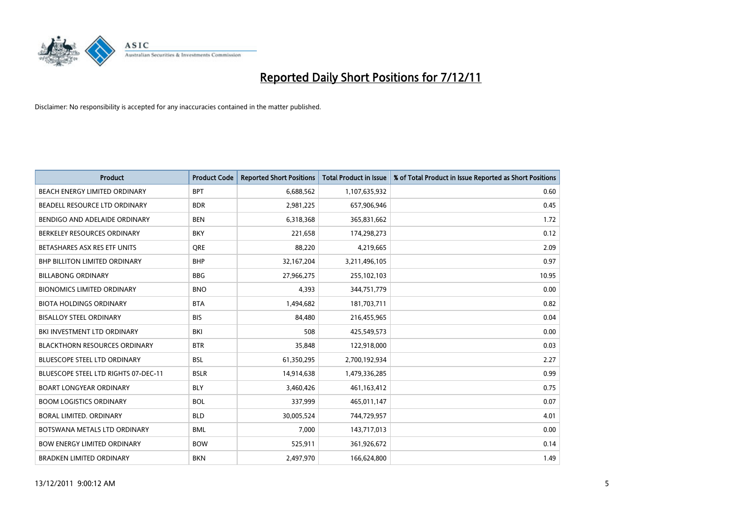# Reported Daily Short Positions for 7/12/11

Disclaimer: No responsibility is accepted for any inaccuracies contained in the matter published.

| Product | Product Code | Reported Short Positions | Total Product in Issue | % of Total Product in Issue Reported as Short Positions |
|---|---|---|---|---|
| BEACH ENERGY LIMITED ORDINARY | BPT | 6,688,562 | 1,107,635,932 | 0.60 |
| BEADELL RESOURCE LTD ORDINARY | BDR | 2,981,225 | 657,906,946 | 0.45 |
| BENDIGO AND ADELAIDE ORDINARY | BEN | 6,318,368 | 365,831,662 | 1.72 |
| BERKELEY RESOURCES ORDINARY | BKY | 221,658 | 174,298,273 | 0.12 |
| BETASHARES ASX RES ETF UNITS | QRE | 88,220 | 4,219,665 | 2.09 |
| BHP BILLITON LIMITED ORDINARY | BHP | 32,167,204 | 3,211,496,105 | 0.97 |
| BILLABONG ORDINARY | BBG | 27,966,275 | 255,102,103 | 10.95 |
| BIONOMICS LIMITED ORDINARY | BNO | 4,393 | 344,751,779 | 0.00 |
| BIOTA HOLDINGS ORDINARY | BTA | 1,494,682 | 181,703,711 | 0.82 |
| BISALLOY STEEL ORDINARY | BIS | 84,480 | 216,455,965 | 0.04 |
| BKI INVESTMENT LTD ORDINARY | BKI | 508 | 425,549,573 | 0.00 |
| BLACKTHORN RESOURCES ORDINARY | BTR | 35,848 | 122,918,000 | 0.03 |
| BLUESCOPE STEEL LTD ORDINARY | BSL | 61,350,295 | 2,700,192,934 | 2.27 |
| BLUESCOPE STEEL LTD RIGHTS 07-DEC-11 | BSLR | 14,914,638 | 1,479,336,285 | 0.99 |
| BOART LONGYEAR ORDINARY | BLY | 3,460,426 | 461,163,412 | 0.75 |
| BOOM LOGISTICS ORDINARY | BOL | 337,999 | 465,011,147 | 0.07 |
| BORAL LIMITED. ORDINARY | BLD | 30,005,524 | 744,729,957 | 4.01 |
| BOTSWANA METALS LTD ORDINARY | BML | 7,000 | 143,717,013 | 0.00 |
| BOW ENERGY LIMITED ORDINARY | BOW | 525,911 | 361,926,672 | 0.14 |
| BRADKEN LIMITED ORDINARY | BKN | 2,497,970 | 166,624,800 | 1.49 |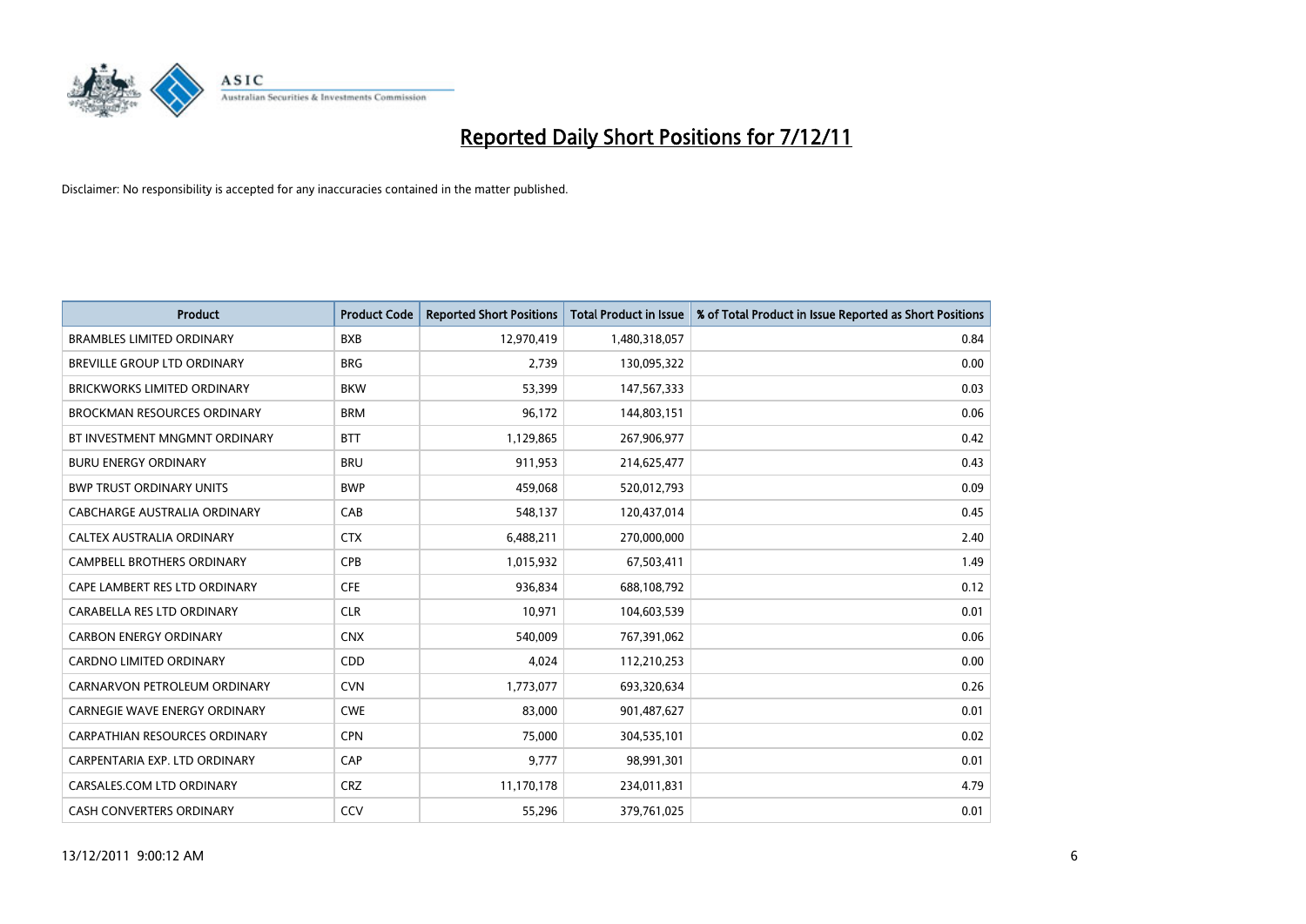# Reported Daily Short Positions for 7/12/11

Disclaimer: No responsibility is accepted for any inaccuracies contained in the matter published.

| Product | Product Code | Reported Short Positions | Total Product in Issue | % of Total Product in Issue Reported as Short Positions |
|---|---|---|---|---|
| BRAMBLES LIMITED ORDINARY | BXB | 12,970,419 | 1,480,318,057 | 0.84 |
| BREVILLE GROUP LTD ORDINARY | BRG | 2,739 | 130,095,322 | 0.00 |
| BRICKWORKS LIMITED ORDINARY | BKW | 53,399 | 147,567,333 | 0.03 |
| BROCKMAN RESOURCES ORDINARY | BRM | 96,172 | 144,803,151 | 0.06 |
| BT INVESTMENT MNGMNT ORDINARY | BTT | 1,129,865 | 267,906,977 | 0.42 |
| BURU ENERGY ORDINARY | BRU | 911,953 | 214,625,477 | 0.43 |
| BWP TRUST ORDINARY UNITS | BWP | 459,068 | 520,012,793 | 0.09 |
| CABCHARGE AUSTRALIA ORDINARY | CAB | 548,137 | 120,437,014 | 0.45 |
| CALTEX AUSTRALIA ORDINARY | CTX | 6,488,211 | 270,000,000 | 2.40 |
| CAMPBELL BROTHERS ORDINARY | CPB | 1,015,932 | 67,503,411 | 1.49 |
| CAPE LAMBERT RES LTD ORDINARY | CFE | 936,834 | 688,108,792 | 0.12 |
| CARABELLA RES LTD ORDINARY | CLR | 10,971 | 104,603,539 | 0.01 |
| CARBON ENERGY ORDINARY | CNX | 540,009 | 767,391,062 | 0.06 |
| CARDNO LIMITED ORDINARY | CDD | 4,024 | 112,210,253 | 0.00 |
| CARNARVON PETROLEUM ORDINARY | CVN | 1,773,077 | 693,320,634 | 0.26 |
| CARNEGIE WAVE ENERGY ORDINARY | CWE | 83,000 | 901,487,627 | 0.01 |
| CARPATHIAN RESOURCES ORDINARY | CPN | 75,000 | 304,535,101 | 0.02 |
| CARPENTARIA EXP. LTD ORDINARY | CAP | 9,777 | 98,991,301 | 0.01 |
| CARSALES.COM LTD ORDINARY | CRZ | 11,170,178 | 234,011,831 | 4.79 |
| CASH CONVERTERS ORDINARY | CCV | 55,296 | 379,761,025 | 0.01 |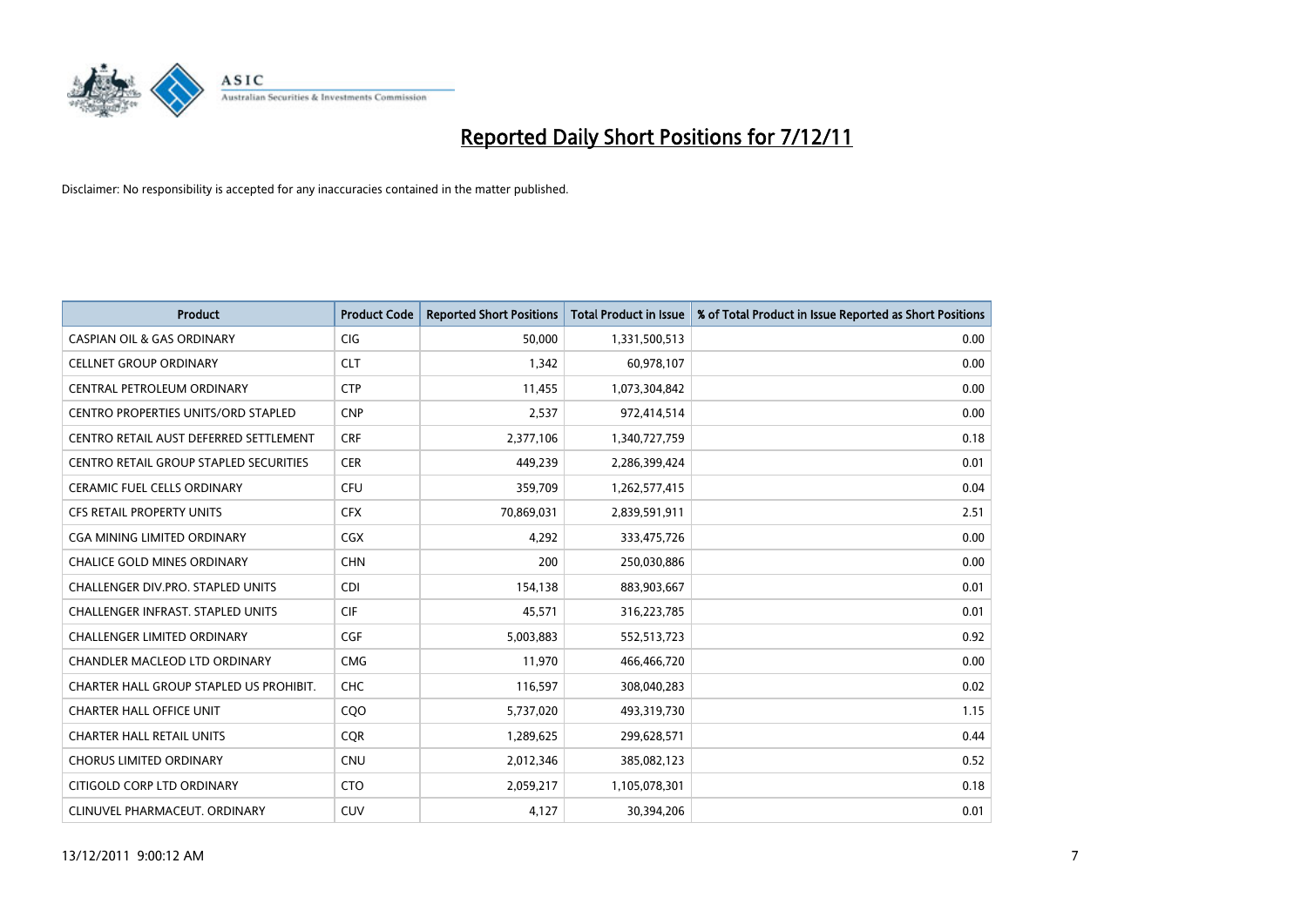# Reported Daily Short Positions for 7/12/11

Disclaimer: No responsibility is accepted for any inaccuracies contained in the matter published.

| Product | Product Code | Reported Short Positions | Total Product in Issue | % of Total Product in Issue Reported as Short Positions |
|---|---|---|---|---|
| CASPIAN OIL & GAS ORDINARY | CIG | 50,000 | 1,331,500,513 | 0.00 |
| CELLNET GROUP ORDINARY | CLT | 1,342 | 60,978,107 | 0.00 |
| CENTRAL PETROLEUM ORDINARY | CTP | 11,455 | 1,073,304,842 | 0.00 |
| CENTRO PROPERTIES UNITS/ORD STAPLED | CNP | 2,537 | 972,414,514 | 0.00 |
| CENTRO RETAIL AUST DEFERRED SETTLEMENT | CRF | 2,377,106 | 1,340,727,759 | 0.18 |
| CENTRO RETAIL GROUP STAPLED SECURITIES | CER | 449,239 | 2,286,399,424 | 0.01 |
| CERAMIC FUEL CELLS ORDINARY | CFU | 359,709 | 1,262,577,415 | 0.04 |
| CFS RETAIL PROPERTY UNITS | CFX | 70,869,031 | 2,839,591,911 | 2.51 |
| CGA MINING LIMITED ORDINARY | CGX | 4,292 | 333,475,726 | 0.00 |
| CHALICE GOLD MINES ORDINARY | CHN | 200 | 250,030,886 | 0.00 |
| CHALLENGER DIV.PRO. STAPLED UNITS | CDI | 154,138 | 883,903,667 | 0.01 |
| CHALLENGER INFRAST. STAPLED UNITS | CIF | 45,571 | 316,223,785 | 0.01 |
| CHALLENGER LIMITED ORDINARY | CGF | 5,003,883 | 552,513,723 | 0.92 |
| CHANDLER MACLEOD LTD ORDINARY | CMG | 11,970 | 466,466,720 | 0.00 |
| CHARTER HALL GROUP STAPLED US PROHIBIT. | CHC | 116,597 | 308,040,283 | 0.02 |
| CHARTER HALL OFFICE UNIT | CQO | 5,737,020 | 493,319,730 | 1.15 |
| CHARTER HALL RETAIL UNITS | CQR | 1,289,625 | 299,628,571 | 0.44 |
| CHORUS LIMITED ORDINARY | CNU | 2,012,346 | 385,082,123 | 0.52 |
| CITIGOLD CORP LTD ORDINARY | CTO | 2,059,217 | 1,105,078,301 | 0.18 |
| CLINUVEL PHARMACEUT. ORDINARY | CUV | 4,127 | 30,394,206 | 0.01 |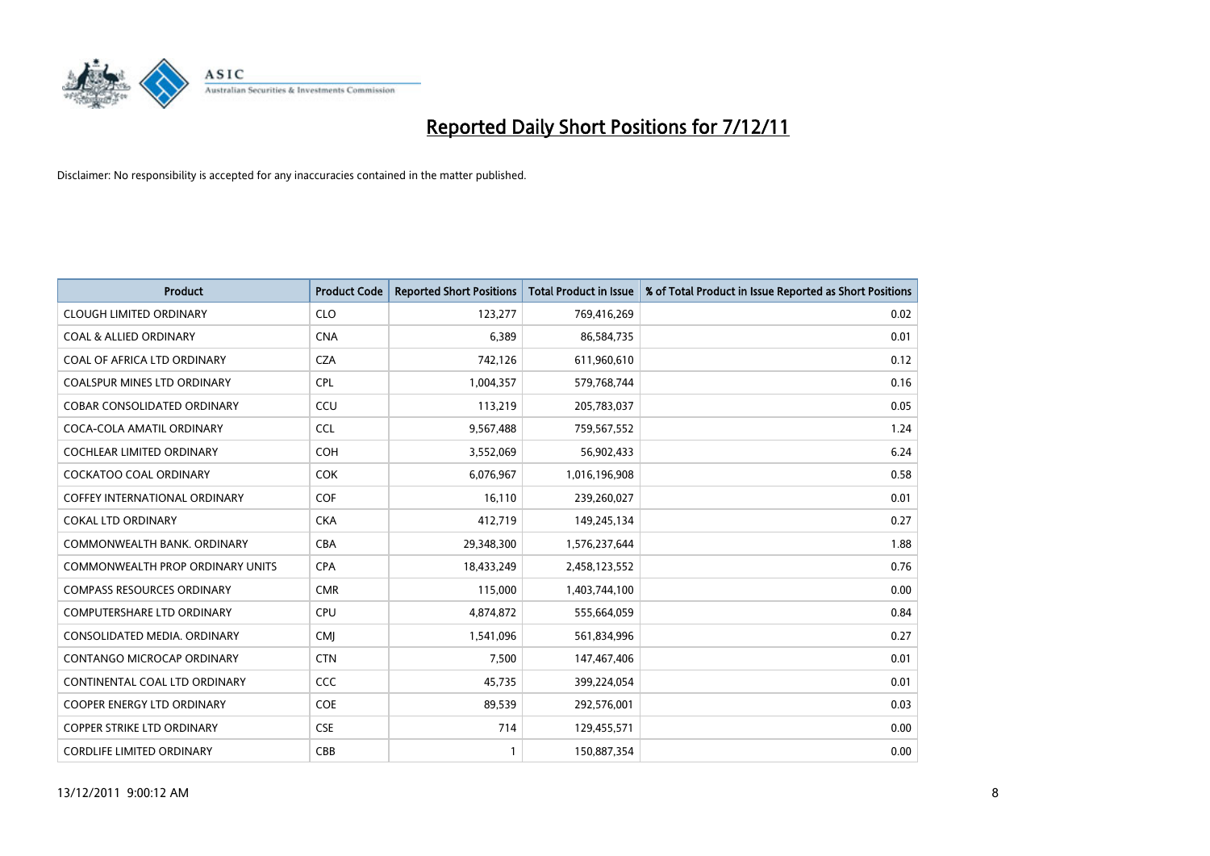# Reported Daily Short Positions for 7/12/11

Disclaimer: No responsibility is accepted for any inaccuracies contained in the matter published.

| Product | Product Code | Reported Short Positions | Total Product in Issue | % of Total Product in Issue Reported as Short Positions |
|---|---|---|---|---|
| CLOUGH LIMITED ORDINARY | CLO | 123,277 | 769,416,269 | 0.02 |
| COAL & ALLIED ORDINARY | CNA | 6,389 | 86,584,735 | 0.01 |
| COAL OF AFRICA LTD ORDINARY | CZA | 742,126 | 611,960,610 | 0.12 |
| COALSPUR MINES LTD ORDINARY | CPL | 1,004,357 | 579,768,744 | 0.16 |
| COBAR CONSOLIDATED ORDINARY | CCU | 113,219 | 205,783,037 | 0.05 |
| COCA-COLA AMATIL ORDINARY | CCL | 9,567,488 | 759,567,552 | 1.24 |
| COCHLEAR LIMITED ORDINARY | COH | 3,552,069 | 56,902,433 | 6.24 |
| COCKATOO COAL ORDINARY | COK | 6,076,967 | 1,016,196,908 | 0.58 |
| COFFEY INTERNATIONAL ORDINARY | COF | 16,110 | 239,260,027 | 0.01 |
| COKAL LTD ORDINARY | CKA | 412,719 | 149,245,134 | 0.27 |
| COMMONWEALTH BANK. ORDINARY | CBA | 29,348,300 | 1,576,237,644 | 1.88 |
| COMMONWEALTH PROP ORDINARY UNITS | CPA | 18,433,249 | 2,458,123,552 | 0.76 |
| COMPASS RESOURCES ORDINARY | CMR | 115,000 | 1,403,744,100 | 0.00 |
| COMPUTERSHARE LTD ORDINARY | CPU | 4,874,872 | 555,664,059 | 0.84 |
| CONSOLIDATED MEDIA. ORDINARY | CMJ | 1,541,096 | 561,834,996 | 0.27 |
| CONTANGO MICROCAP ORDINARY | CTN | 7,500 | 147,467,406 | 0.01 |
| CONTINENTAL COAL LTD ORDINARY | CCC | 45,735 | 399,224,054 | 0.01 |
| COOPER ENERGY LTD ORDINARY | COE | 89,539 | 292,576,001 | 0.03 |
| COPPER STRIKE LTD ORDINARY | CSE | 714 | 129,455,571 | 0.00 |
| CORDLIFE LIMITED ORDINARY | CBB | 1 | 150,887,354 | 0.00 |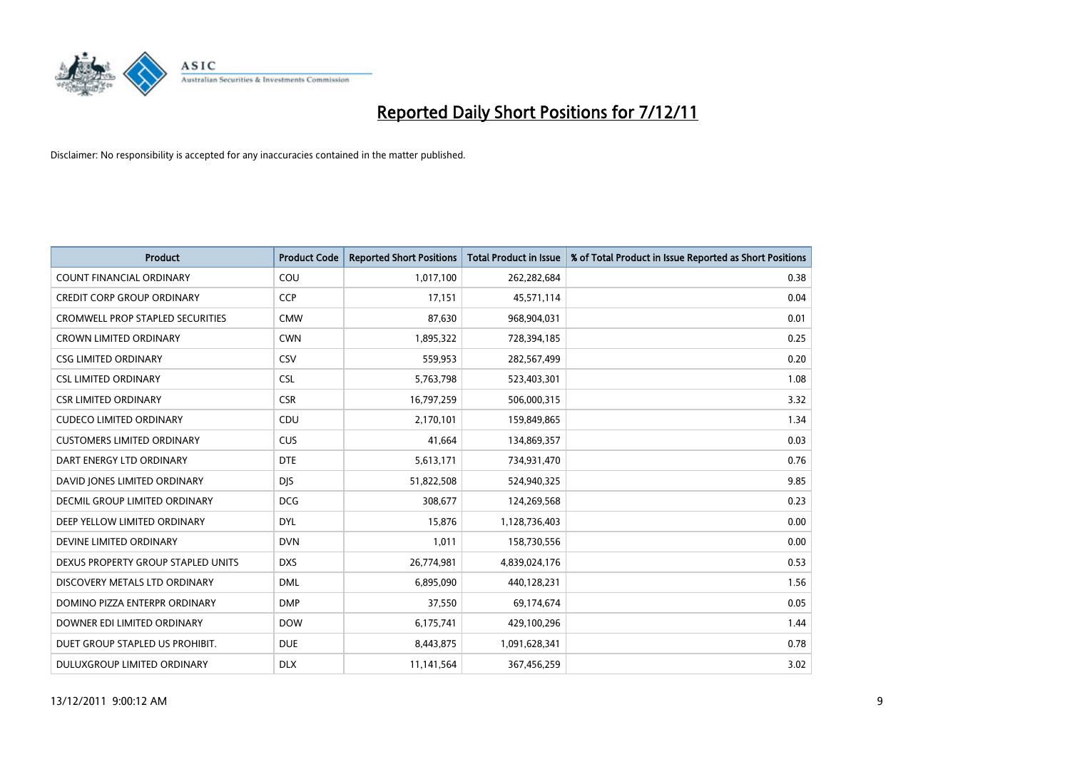# Reported Daily Short Positions for 7/12/11

Disclaimer: No responsibility is accepted for any inaccuracies contained in the matter published.

| Product | Product Code | Reported Short Positions | Total Product in Issue | % of Total Product in Issue Reported as Short Positions |
|---|---|---|---|---|
| COUNT FINANCIAL ORDINARY | COU | 1,017,100 | 262,282,684 | 0.38 |
| CREDIT CORP GROUP ORDINARY | CCP | 17,151 | 45,571,114 | 0.04 |
| CROMWELL PROP STAPLED SECURITIES | CMW | 87,630 | 968,904,031 | 0.01 |
| CROWN LIMITED ORDINARY | CWN | 1,895,322 | 728,394,185 | 0.25 |
| CSG LIMITED ORDINARY | CSV | 559,953 | 282,567,499 | 0.20 |
| CSL LIMITED ORDINARY | CSL | 5,763,798 | 523,403,301 | 1.08 |
| CSR LIMITED ORDINARY | CSR | 16,797,259 | 506,000,315 | 3.32 |
| CUDECO LIMITED ORDINARY | CDU | 2,170,101 | 159,849,865 | 1.34 |
| CUSTOMERS LIMITED ORDINARY | CUS | 41,664 | 134,869,357 | 0.03 |
| DART ENERGY LTD ORDINARY | DTE | 5,613,171 | 734,931,470 | 0.76 |
| DAVID JONES LIMITED ORDINARY | DJS | 51,822,508 | 524,940,325 | 9.85 |
| DECMIL GROUP LIMITED ORDINARY | DCG | 308,677 | 124,269,568 | 0.23 |
| DEEP YELLOW LIMITED ORDINARY | DYL | 15,876 | 1,128,736,403 | 0.00 |
| DEVINE LIMITED ORDINARY | DVN | 1,011 | 158,730,556 | 0.00 |
| DEXUS PROPERTY GROUP STAPLED UNITS | DXS | 26,774,981 | 4,839,024,176 | 0.53 |
| DISCOVERY METALS LTD ORDINARY | DML | 6,895,090 | 440,128,231 | 1.56 |
| DOMINO PIZZA ENTERPR ORDINARY | DMP | 37,550 | 69,174,674 | 0.05 |
| DOWNER EDI LIMITED ORDINARY | DOW | 6,175,741 | 429,100,296 | 1.44 |
| DUET GROUP STAPLED US PROHIBIT. | DUE | 8,443,875 | 1,091,628,341 | 0.78 |
| DULUXGROUP LIMITED ORDINARY | DLX | 11,141,564 | 367,456,259 | 3.02 |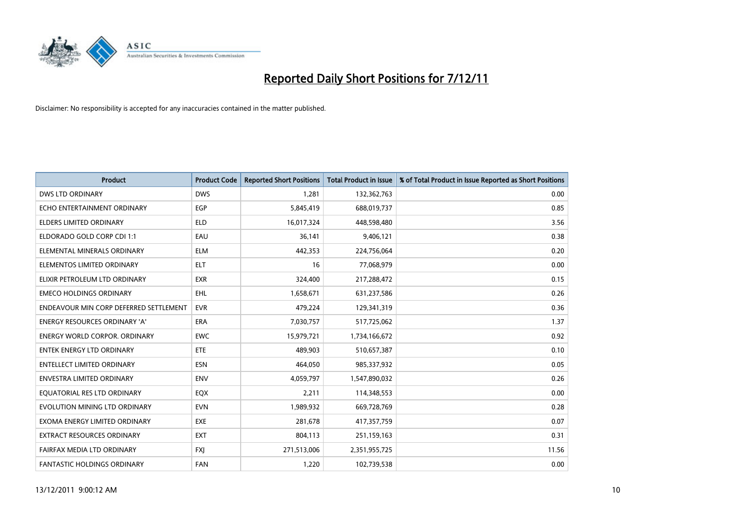# Reported Daily Short Positions for 7/12/11

Disclaimer: No responsibility is accepted for any inaccuracies contained in the matter published.

| Product | Product Code | Reported Short Positions | Total Product in Issue | % of Total Product in Issue Reported as Short Positions |
|---|---|---|---|---|
| DWS LTD ORDINARY | DWS | 1,281 | 132,362,763 | 0.00 |
| ECHO ENTERTAINMENT ORDINARY | EGP | 5,845,419 | 688,019,737 | 0.85 |
| ELDERS LIMITED ORDINARY | ELD | 16,017,324 | 448,598,480 | 3.56 |
| ELDORADO GOLD CORP CDI 1:1 | EAU | 36,141 | 9,406,121 | 0.38 |
| ELEMENTAL MINERALS ORDINARY | ELM | 442,353 | 224,756,064 | 0.20 |
| ELEMENTOS LIMITED ORDINARY | ELT | 16 | 77,068,979 | 0.00 |
| ELIXIR PETROLEUM LTD ORDINARY | EXR | 324,400 | 217,288,472 | 0.15 |
| EMECO HOLDINGS ORDINARY | EHL | 1,658,671 | 631,237,586 | 0.26 |
| ENDEAVOUR MIN CORP DEFERRED SETTLEMENT | EVR | 479,224 | 129,341,319 | 0.36 |
| ENERGY RESOURCES ORDINARY 'A' | ERA | 7,030,757 | 517,725,062 | 1.37 |
| ENERGY WORLD CORPOR. ORDINARY | EWC | 15,979,721 | 1,734,166,672 | 0.92 |
| ENTEK ENERGY LTD ORDINARY | ETE | 489,903 | 510,657,387 | 0.10 |
| ENTELLECT LIMITED ORDINARY | ESN | 464,050 | 985,337,932 | 0.05 |
| ENVESTRA LIMITED ORDINARY | ENV | 4,059,797 | 1,547,890,032 | 0.26 |
| EQUATORIAL RES LTD ORDINARY | EQX | 2,211 | 114,348,553 | 0.00 |
| EVOLUTION MINING LTD ORDINARY | EVN | 1,989,932 | 669,728,769 | 0.28 |
| EXOMA ENERGY LIMITED ORDINARY | EXE | 281,678 | 417,357,759 | 0.07 |
| EXTRACT RESOURCES ORDINARY | EXT | 804,113 | 251,159,163 | 0.31 |
| FAIRFAX MEDIA LTD ORDINARY | FXJ | 271,513,006 | 2,351,955,725 | 11.56 |
| FANTASTIC HOLDINGS ORDINARY | FAN | 1,220 | 102,739,538 | 0.00 |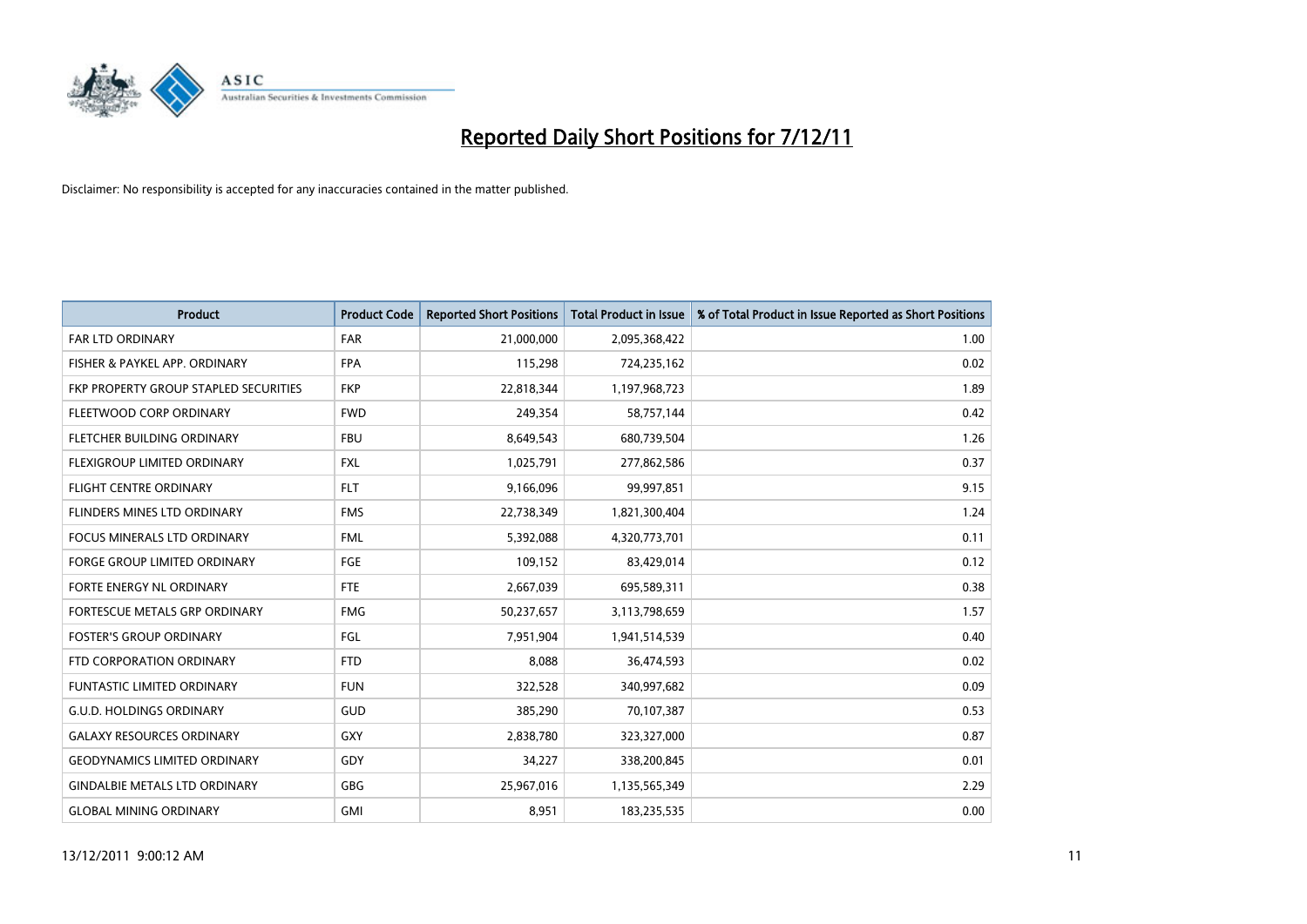# Reported Daily Short Positions for 7/12/11

Disclaimer: No responsibility is accepted for any inaccuracies contained in the matter published.

| Product | Product Code | Reported Short Positions | Total Product in Issue | % of Total Product in Issue Reported as Short Positions |
|---|---|---|---|---|
| FAR LTD ORDINARY | FAR | 21,000,000 | 2,095,368,422 | 1.00 |
| FISHER & PAYKEL APP. ORDINARY | FPA | 115,298 | 724,235,162 | 0.02 |
| FKP PROPERTY GROUP STAPLED SECURITIES | FKP | 22,818,344 | 1,197,968,723 | 1.89 |
| FLEETWOOD CORP ORDINARY | FWD | 249,354 | 58,757,144 | 0.42 |
| FLETCHER BUILDING ORDINARY | FBU | 8,649,543 | 680,739,504 | 1.26 |
| FLEXIGROUP LIMITED ORDINARY | FXL | 1,025,791 | 277,862,586 | 0.37 |
| FLIGHT CENTRE ORDINARY | FLT | 9,166,096 | 99,997,851 | 9.15 |
| FLINDERS MINES LTD ORDINARY | FMS | 22,738,349 | 1,821,300,404 | 1.24 |
| FOCUS MINERALS LTD ORDINARY | FML | 5,392,088 | 4,320,773,701 | 0.11 |
| FORGE GROUP LIMITED ORDINARY | FGE | 109,152 | 83,429,014 | 0.12 |
| FORTE ENERGY NL ORDINARY | FTE | 2,667,039 | 695,589,311 | 0.38 |
| FORTESCUE METALS GRP ORDINARY | FMG | 50,237,657 | 3,113,798,659 | 1.57 |
| FOSTER'S GROUP ORDINARY | FGL | 7,951,904 | 1,941,514,539 | 0.40 |
| FTD CORPORATION ORDINARY | FTD | 8,088 | 36,474,593 | 0.02 |
| FUNTASTIC LIMITED ORDINARY | FUN | 322,528 | 340,997,682 | 0.09 |
| G.U.D. HOLDINGS ORDINARY | GUD | 385,290 | 70,107,387 | 0.53 |
| GALAXY RESOURCES ORDINARY | GXY | 2,838,780 | 323,327,000 | 0.87 |
| GEODYNAMICS LIMITED ORDINARY | GDY | 34,227 | 338,200,845 | 0.01 |
| GINDALBIE METALS LTD ORDINARY | GBG | 25,967,016 | 1,135,565,349 | 2.29 |
| GLOBAL MINING ORDINARY | GMI | 8,951 | 183,235,535 | 0.00 |

13/12/2011 9:00:12 AM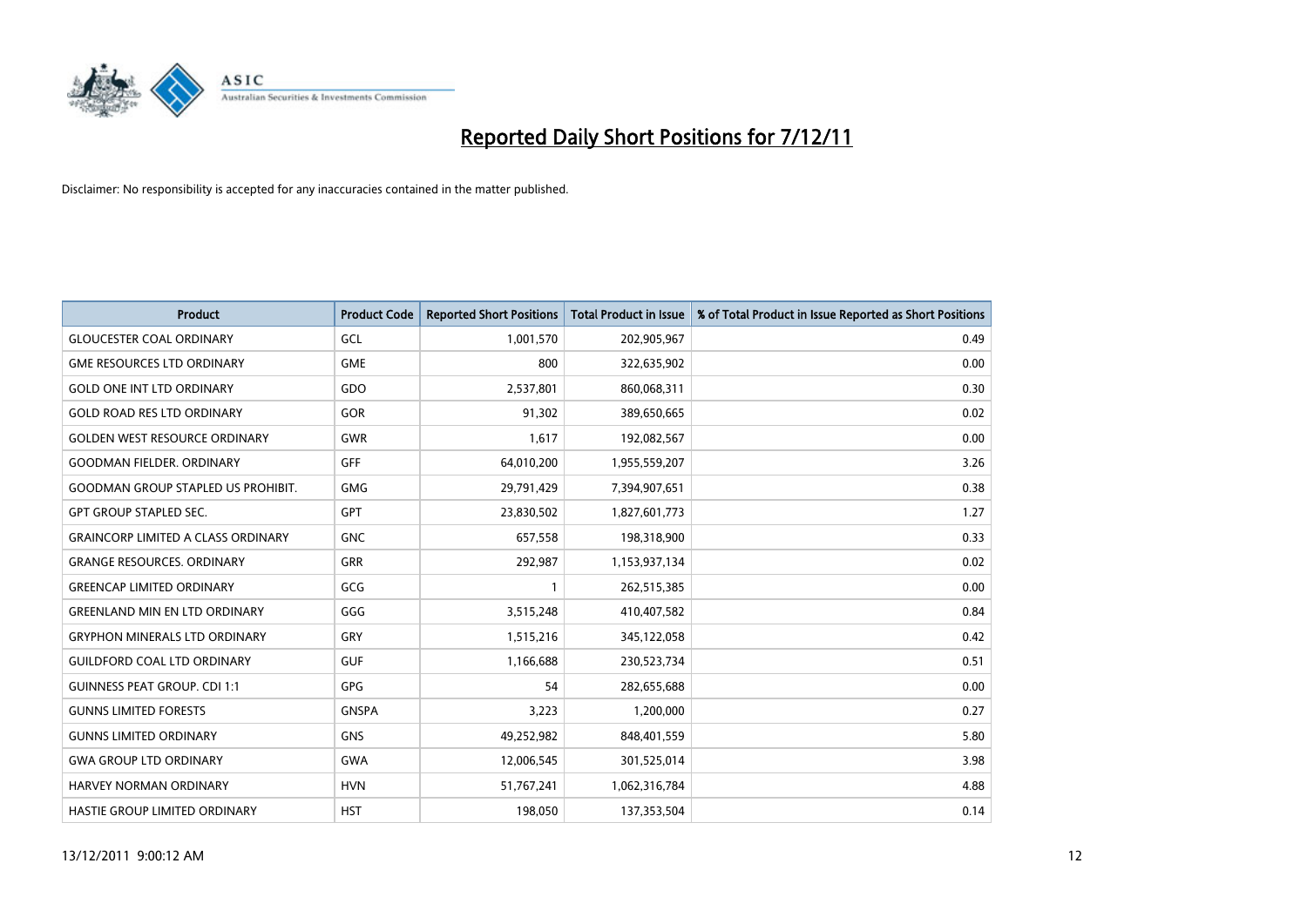# Reported Daily Short Positions for 7/12/11

Disclaimer: No responsibility is accepted for any inaccuracies contained in the matter published.

| Product | Product Code | Reported Short Positions | Total Product in Issue | % of Total Product in Issue Reported as Short Positions |
|---|---|---|---|---|
| GLOUCESTER COAL ORDINARY | GCL | 1,001,570 | 202,905,967 | 0.49 |
| GME RESOURCES LTD ORDINARY | GME | 800 | 322,635,902 | 0.00 |
| GOLD ONE INT LTD ORDINARY | GDO | 2,537,801 | 860,068,311 | 0.30 |
| GOLD ROAD RES LTD ORDINARY | GOR | 91,302 | 389,650,665 | 0.02 |
| GOLDEN WEST RESOURCE ORDINARY | GWR | 1,617 | 192,082,567 | 0.00 |
| GOODMAN FIELDER. ORDINARY | GFF | 64,010,200 | 1,955,559,207 | 3.26 |
| GOODMAN GROUP STAPLED US PROHIBIT. | GMG | 29,791,429 | 7,394,907,651 | 0.38 |
| GPT GROUP STAPLED SEC. | GPT | 23,830,502 | 1,827,601,773 | 1.27 |
| GRAINCORP LIMITED A CLASS ORDINARY | GNC | 657,558 | 198,318,900 | 0.33 |
| GRANGE RESOURCES. ORDINARY | GRR | 292,987 | 1,153,937,134 | 0.02 |
| GREENCAP LIMITED ORDINARY | GCG | 1 | 262,515,385 | 0.00 |
| GREENLAND MIN EN LTD ORDINARY | GGG | 3,515,248 | 410,407,582 | 0.84 |
| GRYPHON MINERALS LTD ORDINARY | GRY | 1,515,216 | 345,122,058 | 0.42 |
| GUILDFORD COAL LTD ORDINARY | GUF | 1,166,688 | 230,523,734 | 0.51 |
| GUINNESS PEAT GROUP. CDI 1:1 | GPG | 54 | 282,655,688 | 0.00 |
| GUNNS LIMITED FORESTS | GNSPA | 3,223 | 1,200,000 | 0.27 |
| GUNNS LIMITED ORDINARY | GNS | 49,252,982 | 848,401,559 | 5.80 |
| GWA GROUP LTD ORDINARY | GWA | 12,006,545 | 301,525,014 | 3.98 |
| HARVEY NORMAN ORDINARY | HVN | 51,767,241 | 1,062,316,784 | 4.88 |
| HASTIE GROUP LIMITED ORDINARY | HST | 198,050 | 137,353,504 | 0.14 |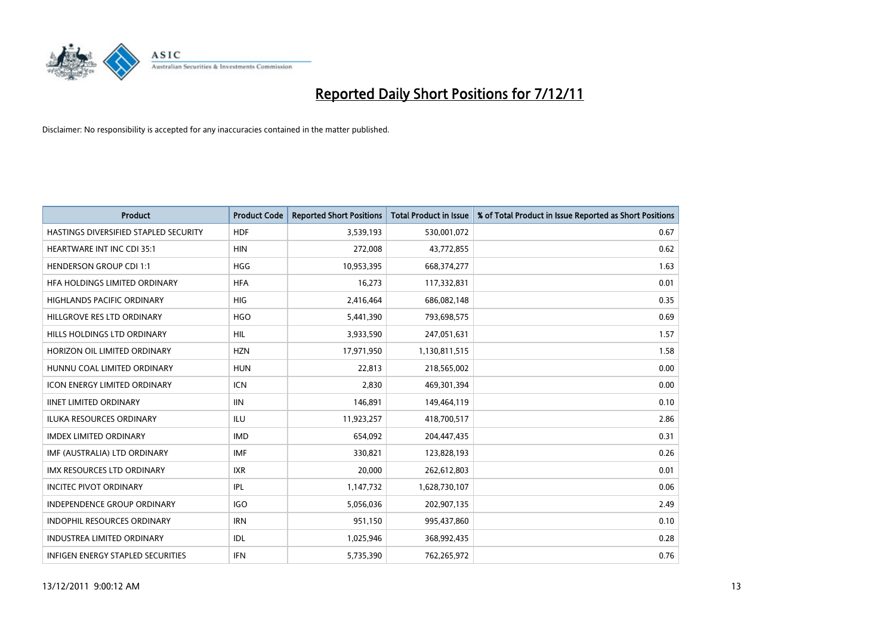# Reported Daily Short Positions for 7/12/11

Disclaimer: No responsibility is accepted for any inaccuracies contained in the matter published.

| Product | Product Code | Reported Short Positions | Total Product in Issue | % of Total Product in Issue Reported as Short Positions |
|---|---|---|---|---|
| HASTINGS DIVERSIFIED STAPLED SECURITY | HDF | 3,539,193 | 530,001,072 | 0.67 |
| HEARTWARE INT INC CDI 35:1 | HIN | 272,008 | 43,772,855 | 0.62 |
| HENDERSON GROUP CDI 1:1 | HGG | 10,953,395 | 668,374,277 | 1.63 |
| HFA HOLDINGS LIMITED ORDINARY | HFA | 16,273 | 117,332,831 | 0.01 |
| HIGHLANDS PACIFIC ORDINARY | HIG | 2,416,464 | 686,082,148 | 0.35 |
| HILLGROVE RES LTD ORDINARY | HGO | 5,441,390 | 793,698,575 | 0.69 |
| HILLS HOLDINGS LTD ORDINARY | HIL | 3,933,590 | 247,051,631 | 1.57 |
| HORIZON OIL LIMITED ORDINARY | HZN | 17,971,950 | 1,130,811,515 | 1.58 |
| HUNNU COAL LIMITED ORDINARY | HUN | 22,813 | 218,565,002 | 0.00 |
| ICON ENERGY LIMITED ORDINARY | ICN | 2,830 | 469,301,394 | 0.00 |
| IINET LIMITED ORDINARY | IIN | 146,891 | 149,464,119 | 0.10 |
| ILUKA RESOURCES ORDINARY | ILU | 11,923,257 | 418,700,517 | 2.86 |
| IMDEX LIMITED ORDINARY | IMD | 654,092 | 204,447,435 | 0.31 |
| IMF (AUSTRALIA) LTD ORDINARY | IMF | 330,821 | 123,828,193 | 0.26 |
| IMX RESOURCES LTD ORDINARY | IXR | 20,000 | 262,612,803 | 0.01 |
| INCITEC PIVOT ORDINARY | IPL | 1,147,732 | 1,628,730,107 | 0.06 |
| INDEPENDENCE GROUP ORDINARY | IGO | 5,056,036 | 202,907,135 | 2.49 |
| INDOPHIL RESOURCES ORDINARY | IRN | 951,150 | 995,437,860 | 0.10 |
| INDUSTREA LIMITED ORDINARY | IDL | 1,025,946 | 368,992,435 | 0.28 |
| INFIGEN ENERGY STAPLED SECURITIES | IFN | 5,735,390 | 762,265,972 | 0.76 |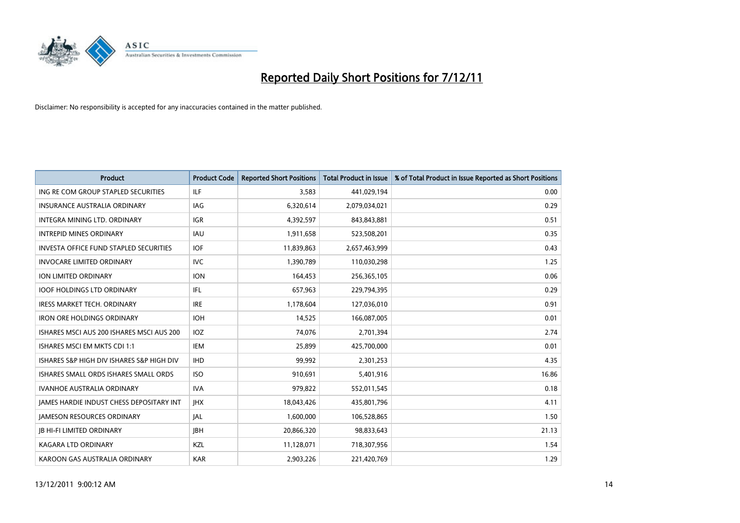# Reported Daily Short Positions for 7/12/11

Disclaimer: No responsibility is accepted for any inaccuracies contained in the matter published.

| Product | Product Code | Reported Short Positions | Total Product in Issue | % of Total Product in Issue Reported as Short Positions |
|---|---|---|---|---|
| ING RE COM GROUP STAPLED SECURITIES | ILF | 3,583 | 441,029,194 | 0.00 |
| INSURANCE AUSTRALIA ORDINARY | IAG | 6,320,614 | 2,079,034,021 | 0.29 |
| INTEGRA MINING LTD. ORDINARY | IGR | 4,392,597 | 843,843,881 | 0.51 |
| INTREPID MINES ORDINARY | IAU | 1,911,658 | 523,508,201 | 0.35 |
| INVESTA OFFICE FUND STAPLED SECURITIES | IOF | 11,839,863 | 2,657,463,999 | 0.43 |
| INVOCARE LIMITED ORDINARY | IVC | 1,390,789 | 110,030,298 | 1.25 |
| ION LIMITED ORDINARY | ION | 164,453 | 256,365,105 | 0.06 |
| IOOF HOLDINGS LTD ORDINARY | IFL | 657,963 | 229,794,395 | 0.29 |
| IRESS MARKET TECH. ORDINARY | IRE | 1,178,604 | 127,036,010 | 0.91 |
| IRON ORE HOLDINGS ORDINARY | IOH | 14,525 | 166,087,005 | 0.01 |
| ISHARES MSCI AUS 200 ISHARES MSCI AUS 200 | IOZ | 74,076 | 2,701,394 | 2.74 |
| ISHARES MSCI EM MKTS CDI 1:1 | IEM | 25,899 | 425,700,000 | 0.01 |
| ISHARES S&P HIGH DIV ISHARES S&P HIGH DIV | IHD | 99,992 | 2,301,253 | 4.35 |
| ISHARES SMALL ORDS ISHARES SMALL ORDS | ISO | 910,691 | 5,401,916 | 16.86 |
| IVANHOE AUSTRALIA ORDINARY | IVA | 979,822 | 552,011,545 | 0.18 |
| JAMES HARDIE INDUST CHESS DEPOSITARY INT | JHX | 18,043,426 | 435,801,796 | 4.11 |
| JAMESON RESOURCES ORDINARY | JAL | 1,600,000 | 106,528,865 | 1.50 |
| JB HI-FI LIMITED ORDINARY | JBH | 20,866,320 | 98,833,643 | 21.13 |
| KAGARA LTD ORDINARY | KZL | 11,128,071 | 718,307,956 | 1.54 |
| KAROON GAS AUSTRALIA ORDINARY | KAR | 2,903,226 | 221,420,769 | 1.29 |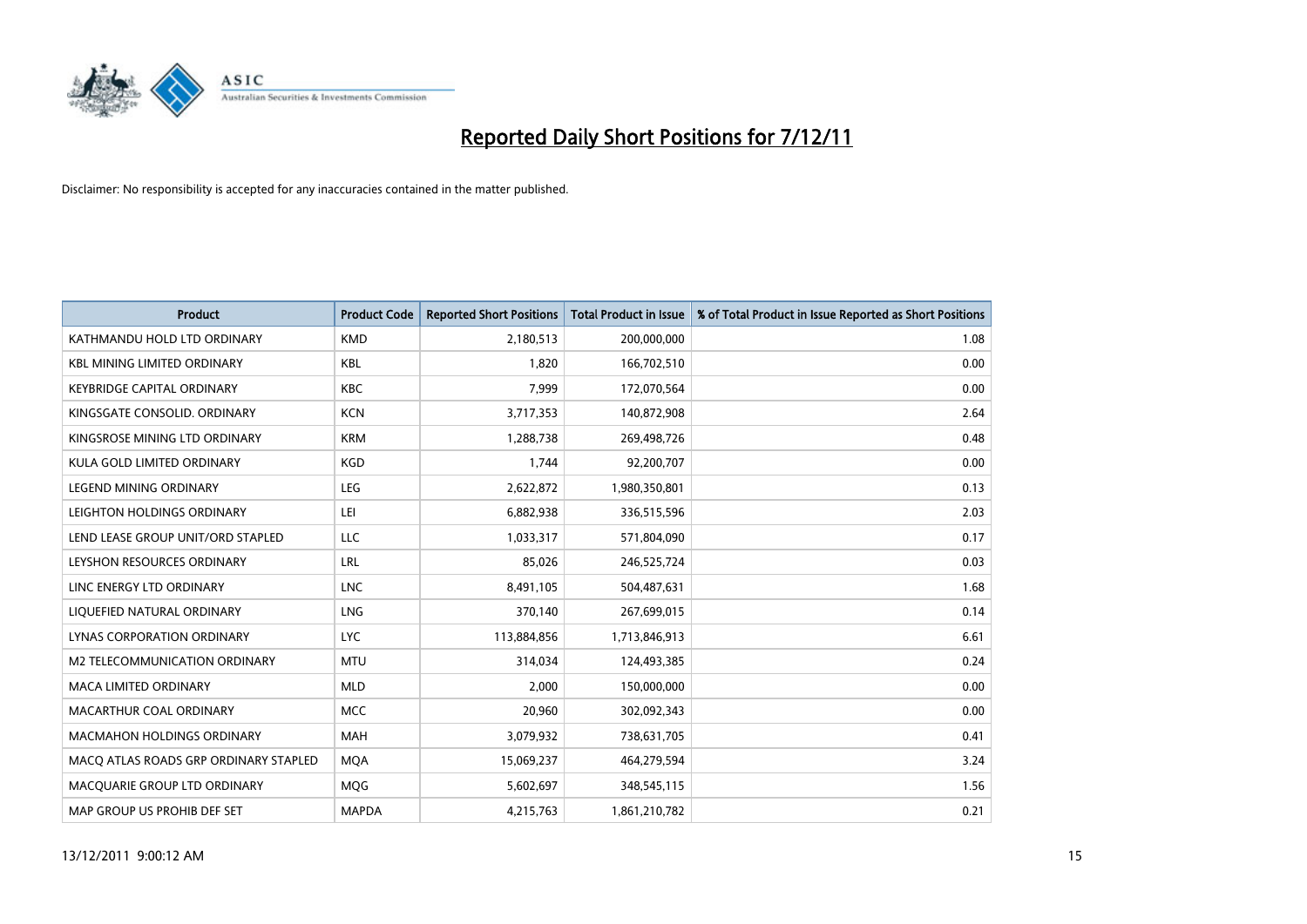# Reported Daily Short Positions for 7/12/11

Disclaimer: No responsibility is accepted for any inaccuracies contained in the matter published.

| Product | Product Code | Reported Short Positions | Total Product in Issue | % of Total Product in Issue Reported as Short Positions |
|---|---|---|---|---|
| KATHMANDU HOLD LTD ORDINARY | KMD | 2,180,513 | 200,000,000 | 1.08 |
| KBL MINING LIMITED ORDINARY | KBL | 1,820 | 166,702,510 | 0.00 |
| KEYBRIDGE CAPITAL ORDINARY | KBC | 7,999 | 172,070,564 | 0.00 |
| KINGSGATE CONSOLID. ORDINARY | KCN | 3,717,353 | 140,872,908 | 2.64 |
| KINGSROSE MINING LTD ORDINARY | KRM | 1,288,738 | 269,498,726 | 0.48 |
| KULA GOLD LIMITED ORDINARY | KGD | 1,744 | 92,200,707 | 0.00 |
| LEGEND MINING ORDINARY | LEG | 2,622,872 | 1,980,350,801 | 0.13 |
| LEIGHTON HOLDINGS ORDINARY | LEI | 6,882,938 | 336,515,596 | 2.03 |
| LEND LEASE GROUP UNIT/ORD STAPLED | LLC | 1,033,317 | 571,804,090 | 0.17 |
| LEYSHON RESOURCES ORDINARY | LRL | 85,026 | 246,525,724 | 0.03 |
| LINC ENERGY LTD ORDINARY | LNC | 8,491,105 | 504,487,631 | 1.68 |
| LIQUEFIED NATURAL ORDINARY | LNG | 370,140 | 267,699,015 | 0.14 |
| LYNAS CORPORATION ORDINARY | LYC | 113,884,856 | 1,713,846,913 | 6.61 |
| M2 TELECOMMUNICATION ORDINARY | MTU | 314,034 | 124,493,385 | 0.24 |
| MACA LIMITED ORDINARY | MLD | 2,000 | 150,000,000 | 0.00 |
| MACARTHUR COAL ORDINARY | MCC | 20,960 | 302,092,343 | 0.00 |
| MACMAHON HOLDINGS ORDINARY | MAH | 3,079,932 | 738,631,705 | 0.41 |
| MACQ ATLAS ROADS GRP ORDINARY STAPLED | MQA | 15,069,237 | 464,279,594 | 3.24 |
| MACQUARIE GROUP LTD ORDINARY | MQG | 5,602,697 | 348,545,115 | 1.56 |
| MAP GROUP US PROHIB DEF SET | MAPDA | 4,215,763 | 1,861,210,782 | 0.21 |

13/12/2011 9:00:12 AM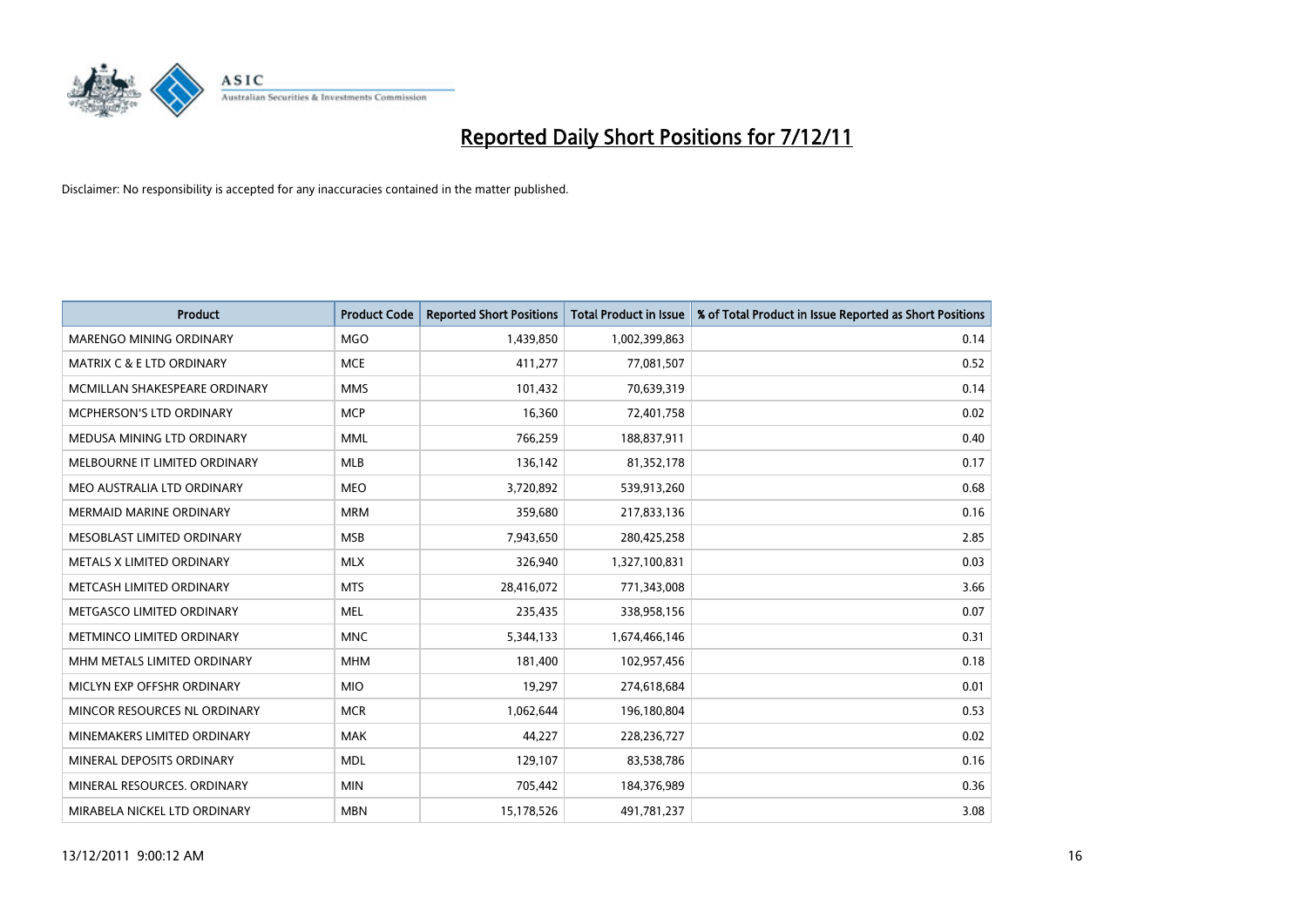# Reported Daily Short Positions for 7/12/11

Disclaimer: No responsibility is accepted for any inaccuracies contained in the matter published.

| Product | Product Code | Reported Short Positions | Total Product in Issue | % of Total Product in Issue Reported as Short Positions |
|---|---|---|---|---|
| MARENGO MINING ORDINARY | MGO | 1,439,850 | 1,002,399,863 | 0.14 |
| MATRIX C & E LTD ORDINARY | MCE | 411,277 | 77,081,507 | 0.52 |
| MCMILLAN SHAKESPEARE ORDINARY | MMS | 101,432 | 70,639,319 | 0.14 |
| MCPHERSON'S LTD ORDINARY | MCP | 16,360 | 72,401,758 | 0.02 |
| MEDUSA MINING LTD ORDINARY | MML | 766,259 | 188,837,911 | 0.40 |
| MELBOURNE IT LIMITED ORDINARY | MLB | 136,142 | 81,352,178 | 0.17 |
| MEO AUSTRALIA LTD ORDINARY | MEO | 3,720,892 | 539,913,260 | 0.68 |
| MERMAID MARINE ORDINARY | MRM | 359,680 | 217,833,136 | 0.16 |
| MESOBLAST LIMITED ORDINARY | MSB | 7,943,650 | 280,425,258 | 2.85 |
| METALS X LIMITED ORDINARY | MLX | 326,940 | 1,327,100,831 | 0.03 |
| METCASH LIMITED ORDINARY | MTS | 28,416,072 | 771,343,008 | 3.66 |
| METGASCO LIMITED ORDINARY | MEL | 235,435 | 338,958,156 | 0.07 |
| METMINCO LIMITED ORDINARY | MNC | 5,344,133 | 1,674,466,146 | 0.31 |
| MHM METALS LIMITED ORDINARY | MHM | 181,400 | 102,957,456 | 0.18 |
| MICLYN EXP OFFSHR ORDINARY | MIO | 19,297 | 274,618,684 | 0.01 |
| MINCOR RESOURCES NL ORDINARY | MCR | 1,062,644 | 196,180,804 | 0.53 |
| MINEMAKERS LIMITED ORDINARY | MAK | 44,227 | 228,236,727 | 0.02 |
| MINERAL DEPOSITS ORDINARY | MDL | 129,107 | 83,538,786 | 0.16 |
| MINERAL RESOURCES. ORDINARY | MIN | 705,442 | 184,376,989 | 0.36 |
| MIRABELA NICKEL LTD ORDINARY | MBN | 15,178,526 | 491,781,237 | 3.08 |

13/12/2011 9:00:12 AM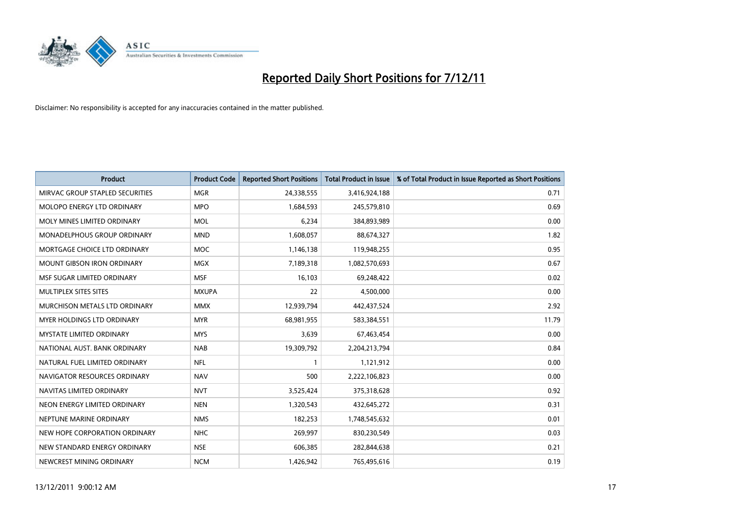# Reported Daily Short Positions for 7/12/11

Disclaimer: No responsibility is accepted for any inaccuracies contained in the matter published.

| Product | Product Code | Reported Short Positions | Total Product in Issue | % of Total Product in Issue Reported as Short Positions |
| --- | --- | --- | --- | --- |
| MIRVAC GROUP STAPLED SECURITIES | MGR | 24,338,555 | 3,416,924,188 | 0.71 |
| MOLOPO ENERGY LTD ORDINARY | MPO | 1,684,593 | 245,579,810 | 0.69 |
| MOLY MINES LIMITED ORDINARY | MOL | 6,234 | 384,893,989 | 0.00 |
| MONADELPHOUS GROUP ORDINARY | MND | 1,608,057 | 88,674,327 | 1.82 |
| MORTGAGE CHOICE LTD ORDINARY | MOC | 1,146,138 | 119,948,255 | 0.95 |
| MOUNT GIBSON IRON ORDINARY | MGX | 7,189,318 | 1,082,570,693 | 0.67 |
| MSF SUGAR LIMITED ORDINARY | MSF | 16,103 | 69,248,422 | 0.02 |
| MULTIPLEX SITES SITES | MXUPA | 22 | 4,500,000 | 0.00 |
| MURCHISON METALS LTD ORDINARY | MMX | 12,939,794 | 442,437,524 | 2.92 |
| MYER HOLDINGS LTD ORDINARY | MYR | 68,981,955 | 583,384,551 | 11.79 |
| MYSTATE LIMITED ORDINARY | MYS | 3,639 | 67,463,454 | 0.00 |
| NATIONAL AUST. BANK ORDINARY | NAB | 19,309,792 | 2,204,213,794 | 0.84 |
| NATURAL FUEL LIMITED ORDINARY | NFL | 1 | 1,121,912 | 0.00 |
| NAVIGATOR RESOURCES ORDINARY | NAV | 500 | 2,222,106,823 | 0.00 |
| NAVITAS LIMITED ORDINARY | NVT | 3,525,424 | 375,318,628 | 0.92 |
| NEON ENERGY LIMITED ORDINARY | NEN | 1,320,543 | 432,645,272 | 0.31 |
| NEPTUNE MARINE ORDINARY | NMS | 182,253 | 1,748,545,632 | 0.01 |
| NEW HOPE CORPORATION ORDINARY | NHC | 269,997 | 830,230,549 | 0.03 |
| NEW STANDARD ENERGY ORDINARY | NSE | 606,385 | 282,844,638 | 0.21 |
| NEWCREST MINING ORDINARY | NCM | 1,426,942 | 765,495,616 | 0.19 |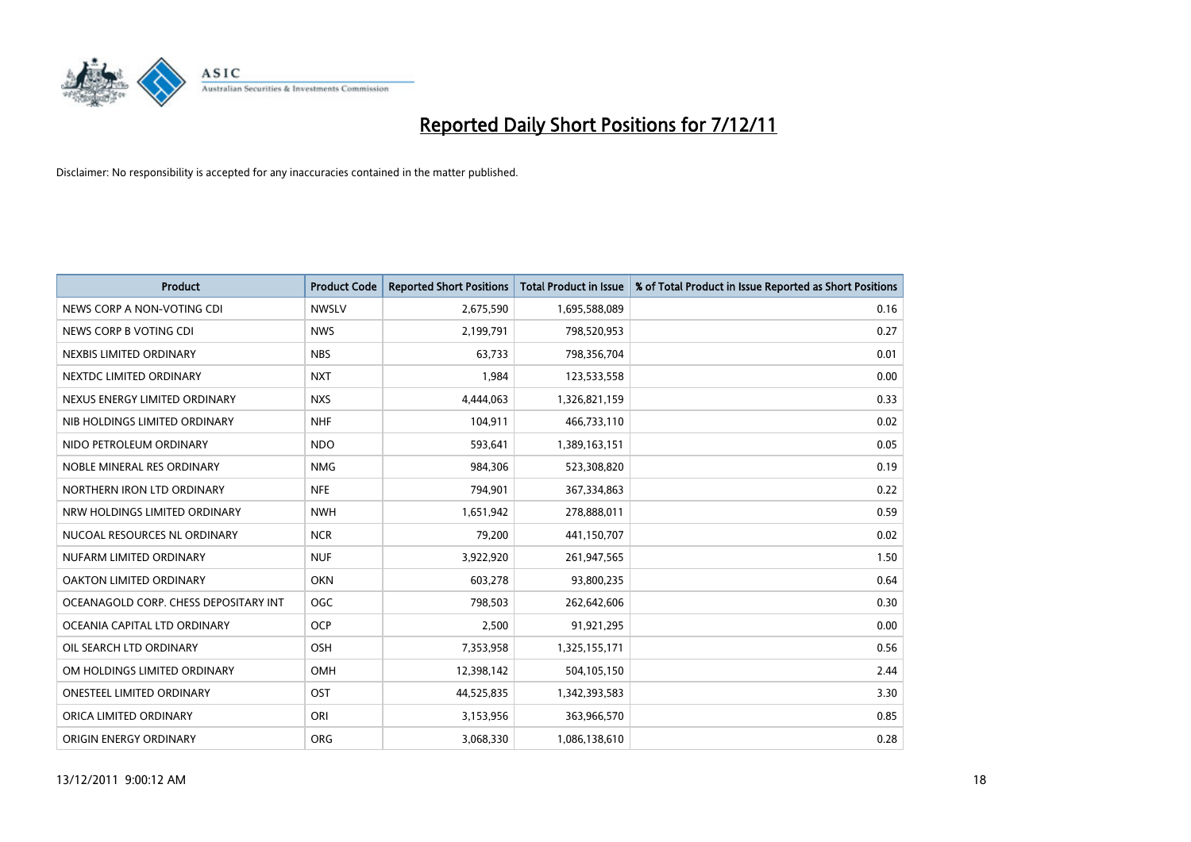# Reported Daily Short Positions for 7/12/11

Disclaimer: No responsibility is accepted for any inaccuracies contained in the matter published.

| Product | Product Code | Reported Short Positions | Total Product in Issue | % of Total Product in Issue Reported as Short Positions |
|---|---|---|---|---|
| NEWS CORP A NON-VOTING CDI | NWSLV | 2,675,590 | 1,695,588,089 | 0.16 |
| NEWS CORP B VOTING CDI | NWS | 2,199,791 | 798,520,953 | 0.27 |
| NEXBIS LIMITED ORDINARY | NBS | 63,733 | 798,356,704 | 0.01 |
| NEXTDC LIMITED ORDINARY | NXT | 1,984 | 123,533,558 | 0.00 |
| NEXUS ENERGY LIMITED ORDINARY | NXS | 4,444,063 | 1,326,821,159 | 0.33 |
| NIB HOLDINGS LIMITED ORDINARY | NHF | 104,911 | 466,733,110 | 0.02 |
| NIDO PETROLEUM ORDINARY | NDO | 593,641 | 1,389,163,151 | 0.05 |
| NOBLE MINERAL RES ORDINARY | NMG | 984,306 | 523,308,820 | 0.19 |
| NORTHERN IRON LTD ORDINARY | NFE | 794,901 | 367,334,863 | 0.22 |
| NRW HOLDINGS LIMITED ORDINARY | NWH | 1,651,942 | 278,888,011 | 0.59 |
| NUCOAL RESOURCES NL ORDINARY | NCR | 79,200 | 441,150,707 | 0.02 |
| NUFARM LIMITED ORDINARY | NUF | 3,922,920 | 261,947,565 | 1.50 |
| OAKTON LIMITED ORDINARY | OKN | 603,278 | 93,800,235 | 0.64 |
| OCEANAGOLD CORP. CHESS DEPOSITARY INT | OGC | 798,503 | 262,642,606 | 0.30 |
| OCEANIA CAPITAL LTD ORDINARY | OCP | 2,500 | 91,921,295 | 0.00 |
| OIL SEARCH LTD ORDINARY | OSH | 7,353,958 | 1,325,155,171 | 0.56 |
| OM HOLDINGS LIMITED ORDINARY | OMH | 12,398,142 | 504,105,150 | 2.44 |
| ONESTEEL LIMITED ORDINARY | OST | 44,525,835 | 1,342,393,583 | 3.30 |
| ORICA LIMITED ORDINARY | ORI | 3,153,956 | 363,966,570 | 0.85 |
| ORIGIN ENERGY ORDINARY | ORG | 3,068,330 | 1,086,138,610 | 0.28 |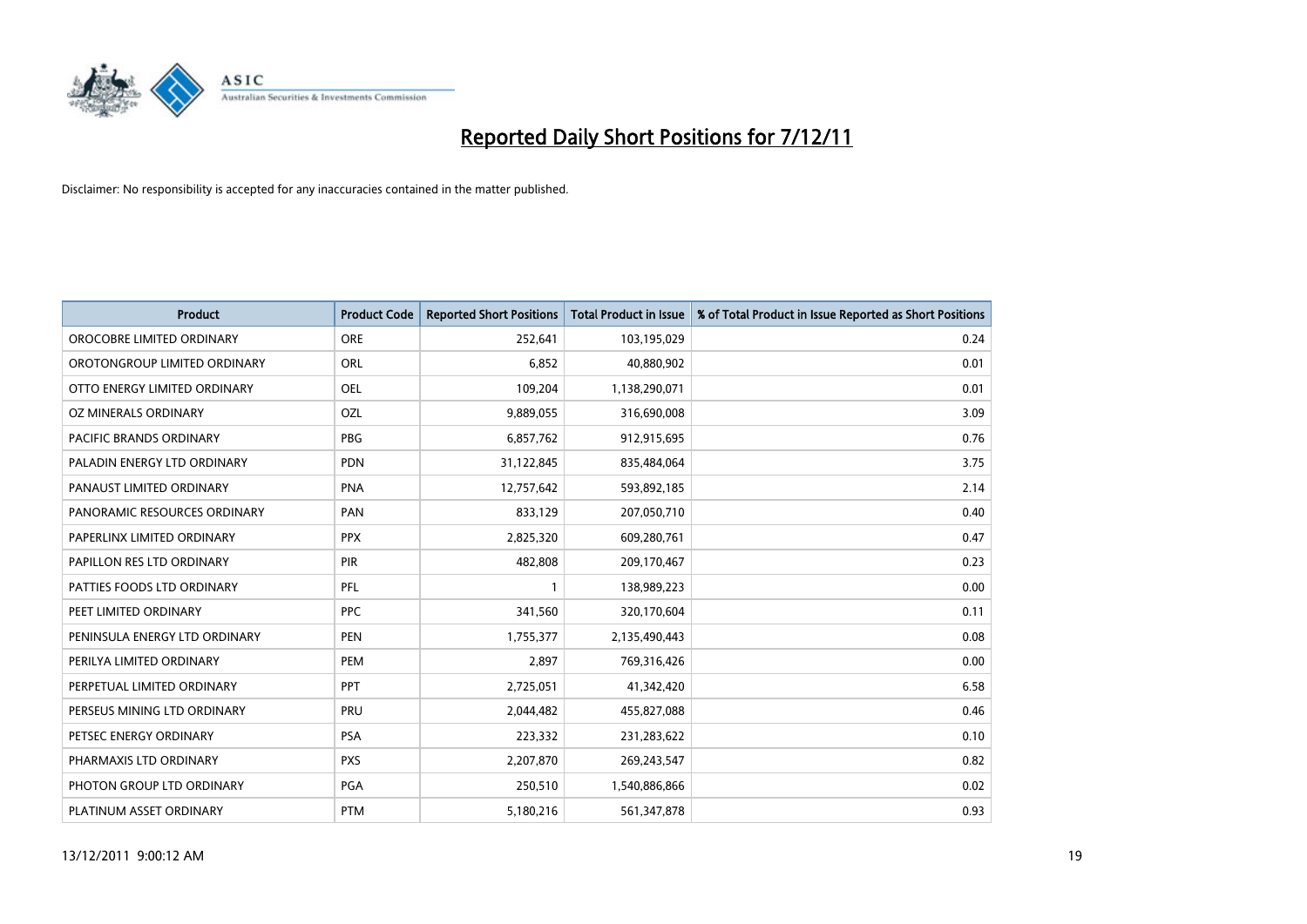# Reported Daily Short Positions for 7/12/11

Disclaimer: No responsibility is accepted for any inaccuracies contained in the matter published.

| Product | Product Code | Reported Short Positions | Total Product in Issue | % of Total Product in Issue Reported as Short Positions |
|---|---|---|---|---|
| OROCOBRE LIMITED ORDINARY | ORE | 252,641 | 103,195,029 | 0.24 |
| OROTONGROUP LIMITED ORDINARY | ORL | 6,852 | 40,880,902 | 0.01 |
| OTTO ENERGY LIMITED ORDINARY | OEL | 109,204 | 1,138,290,071 | 0.01 |
| OZ MINERALS ORDINARY | OZL | 9,889,055 | 316,690,008 | 3.09 |
| PACIFIC BRANDS ORDINARY | PBG | 6,857,762 | 912,915,695 | 0.76 |
| PALADIN ENERGY LTD ORDINARY | PDN | 31,122,845 | 835,484,064 | 3.75 |
| PANAUST LIMITED ORDINARY | PNA | 12,757,642 | 593,892,185 | 2.14 |
| PANORAMIC RESOURCES ORDINARY | PAN | 833,129 | 207,050,710 | 0.40 |
| PAPERLINX LIMITED ORDINARY | PPX | 2,825,320 | 609,280,761 | 0.47 |
| PAPILLON RES LTD ORDINARY | PIR | 482,808 | 209,170,467 | 0.23 |
| PATTIES FOODS LTD ORDINARY | PFL | 1 | 138,989,223 | 0.00 |
| PEET LIMITED ORDINARY | PPC | 341,560 | 320,170,604 | 0.11 |
| PENINSULA ENERGY LTD ORDINARY | PEN | 1,755,377 | 2,135,490,443 | 0.08 |
| PERILYA LIMITED ORDINARY | PEM | 2,897 | 769,316,426 | 0.00 |
| PERPETUAL LIMITED ORDINARY | PPT | 2,725,051 | 41,342,420 | 6.58 |
| PERSEUS MINING LTD ORDINARY | PRU | 2,044,482 | 455,827,088 | 0.46 |
| PETSEC ENERGY ORDINARY | PSA | 223,332 | 231,283,622 | 0.10 |
| PHARMAXIS LTD ORDINARY | PXS | 2,207,870 | 269,243,547 | 0.82 |
| PHOTON GROUP LTD ORDINARY | PGA | 250,510 | 1,540,886,866 | 0.02 |
| PLATINUM ASSET ORDINARY | PTM | 5,180,216 | 561,347,878 | 0.93 |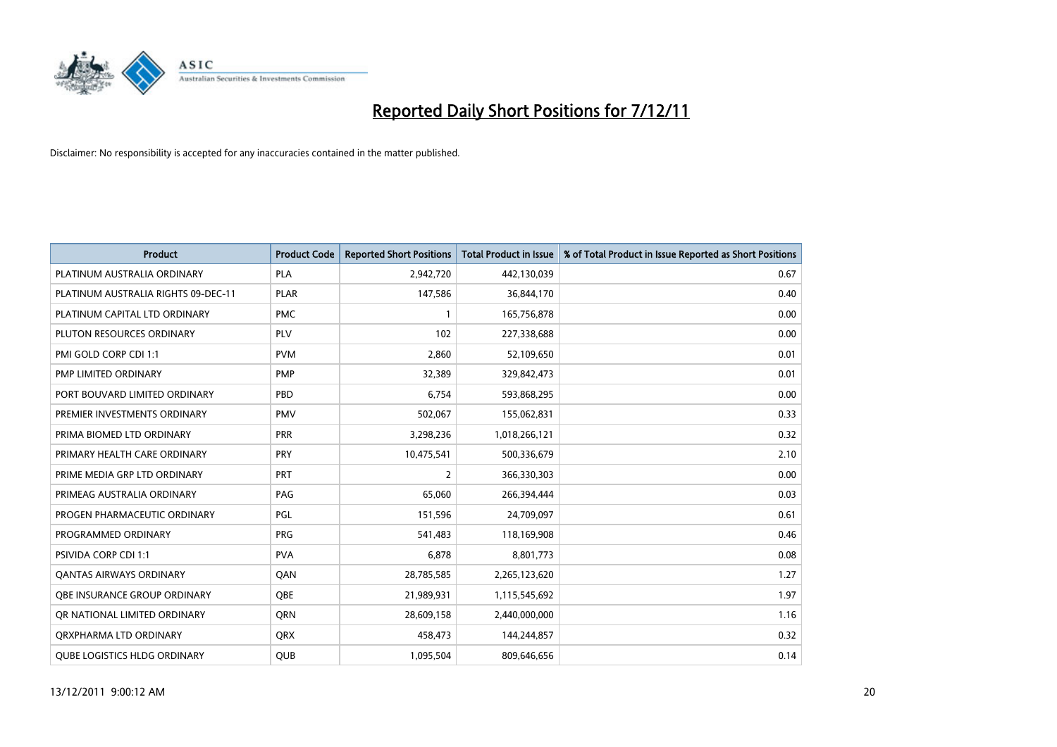# Reported Daily Short Positions for 7/12/11

Disclaimer: No responsibility is accepted for any inaccuracies contained in the matter published.

| Product | Product Code | Reported Short Positions | Total Product in Issue | % of Total Product in Issue Reported as Short Positions |
|---|---|---|---|---|
| PLATINUM AUSTRALIA ORDINARY | PLA | 2,942,720 | 442,130,039 | 0.67 |
| PLATINUM AUSTRALIA RIGHTS 09-DEC-11 | PLAR | 147,586 | 36,844,170 | 0.40 |
| PLATINUM CAPITAL LTD ORDINARY | PMC | 1 | 165,756,878 | 0.00 |
| PLUTON RESOURCES ORDINARY | PLV | 102 | 227,338,688 | 0.00 |
| PMI GOLD CORP CDI 1:1 | PVM | 2,860 | 52,109,650 | 0.01 |
| PMP LIMITED ORDINARY | PMP | 32,389 | 329,842,473 | 0.01 |
| PORT BOUVARD LIMITED ORDINARY | PBD | 6,754 | 593,868,295 | 0.00 |
| PREMIER INVESTMENTS ORDINARY | PMV | 502,067 | 155,062,831 | 0.33 |
| PRIMA BIOMED LTD ORDINARY | PRR | 3,298,236 | 1,018,266,121 | 0.32 |
| PRIMARY HEALTH CARE ORDINARY | PRY | 10,475,541 | 500,336,679 | 2.10 |
| PRIME MEDIA GRP LTD ORDINARY | PRT | 2 | 366,330,303 | 0.00 |
| PRIMEAG AUSTRALIA ORDINARY | PAG | 65,060 | 266,394,444 | 0.03 |
| PROGEN PHARMACEUTIC ORDINARY | PGL | 151,596 | 24,709,097 | 0.61 |
| PROGRAMMED ORDINARY | PRG | 541,483 | 118,169,908 | 0.46 |
| PSIVIDA CORP CDI 1:1 | PVA | 6,878 | 8,801,773 | 0.08 |
| QANTAS AIRWAYS ORDINARY | QAN | 28,785,585 | 2,265,123,620 | 1.27 |
| QBE INSURANCE GROUP ORDINARY | QBE | 21,989,931 | 1,115,545,692 | 1.97 |
| QR NATIONAL LIMITED ORDINARY | QRN | 28,609,158 | 2,440,000,000 | 1.16 |
| QRXPHARMA LTD ORDINARY | QRX | 458,473 | 144,244,857 | 0.32 |
| QUBE LOGISTICS HLDG ORDINARY | QUB | 1,095,504 | 809,646,656 | 0.14 |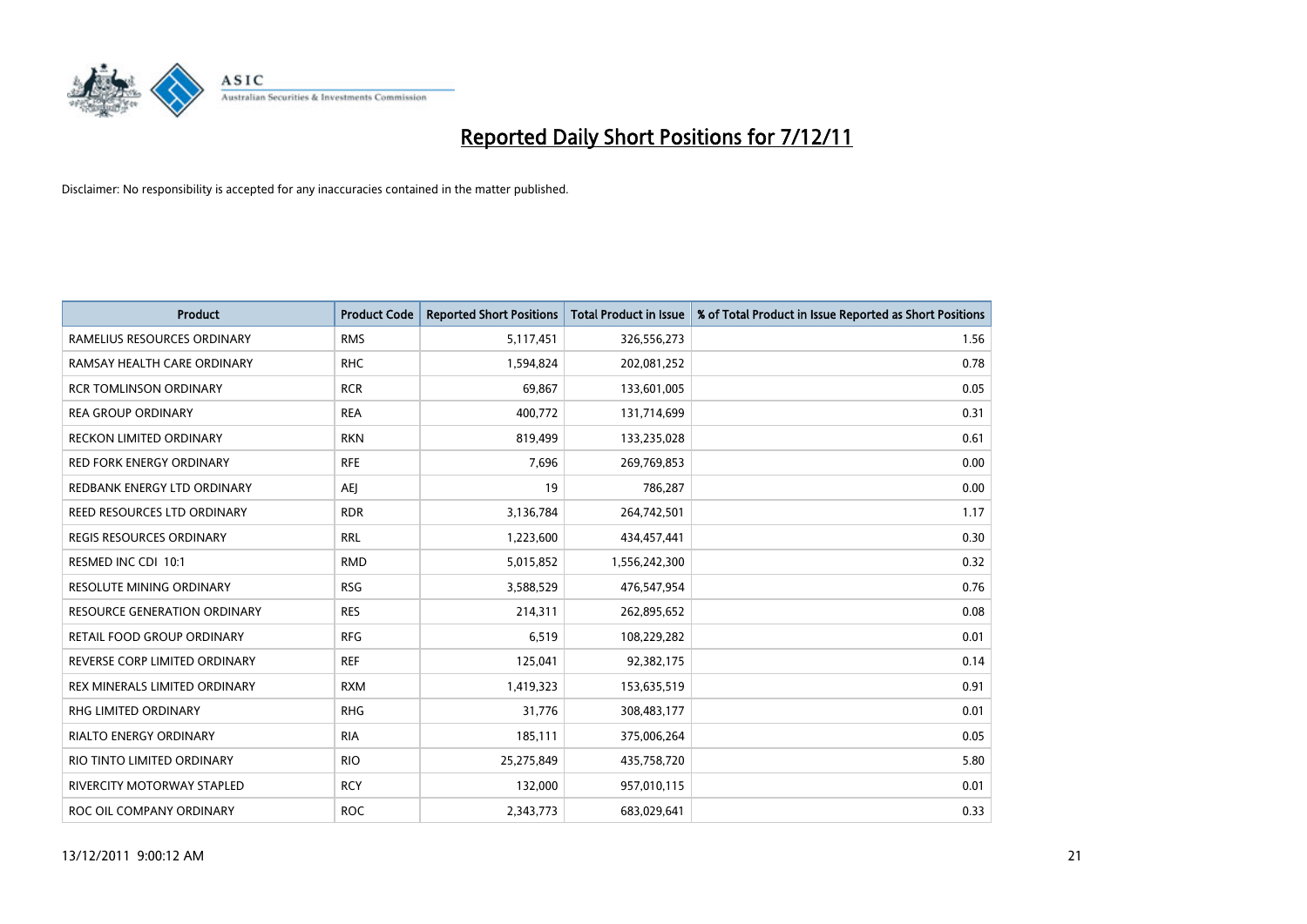# Reported Daily Short Positions for 7/12/11

Disclaimer: No responsibility is accepted for any inaccuracies contained in the matter published.

| Product | Product Code | Reported Short Positions | Total Product in Issue | % of Total Product in Issue Reported as Short Positions |
|---|---|---|---|---|
| RAMELIUS RESOURCES ORDINARY | RMS | 5,117,451 | 326,556,273 | 1.56 |
| RAMSAY HEALTH CARE ORDINARY | RHC | 1,594,824 | 202,081,252 | 0.78 |
| RCR TOMLINSON ORDINARY | RCR | 69,867 | 133,601,005 | 0.05 |
| REA GROUP ORDINARY | REA | 400,772 | 131,714,699 | 0.31 |
| RECKON LIMITED ORDINARY | RKN | 819,499 | 133,235,028 | 0.61 |
| RED FORK ENERGY ORDINARY | RFE | 7,696 | 269,769,853 | 0.00 |
| REDBANK ENERGY LTD ORDINARY | AEJ | 19 | 786,287 | 0.00 |
| REED RESOURCES LTD ORDINARY | RDR | 3,136,784 | 264,742,501 | 1.17 |
| REGIS RESOURCES ORDINARY | RRL | 1,223,600 | 434,457,441 | 0.30 |
| RESMED INC CDI 10:1 | RMD | 5,015,852 | 1,556,242,300 | 0.32 |
| RESOLUTE MINING ORDINARY | RSG | 3,588,529 | 476,547,954 | 0.76 |
| RESOURCE GENERATION ORDINARY | RES | 214,311 | 262,895,652 | 0.08 |
| RETAIL FOOD GROUP ORDINARY | RFG | 6,519 | 108,229,282 | 0.01 |
| REVERSE CORP LIMITED ORDINARY | REF | 125,041 | 92,382,175 | 0.14 |
| REX MINERALS LIMITED ORDINARY | RXM | 1,419,323 | 153,635,519 | 0.91 |
| RHG LIMITED ORDINARY | RHG | 31,776 | 308,483,177 | 0.01 |
| RIALTO ENERGY ORDINARY | RIA | 185,111 | 375,006,264 | 0.05 |
| RIO TINTO LIMITED ORDINARY | RIO | 25,275,849 | 435,758,720 | 5.80 |
| RIVERCITY MOTORWAY STAPLED | RCY | 132,000 | 957,010,115 | 0.01 |
| ROC OIL COMPANY ORDINARY | ROC | 2,343,773 | 683,029,641 | 0.33 |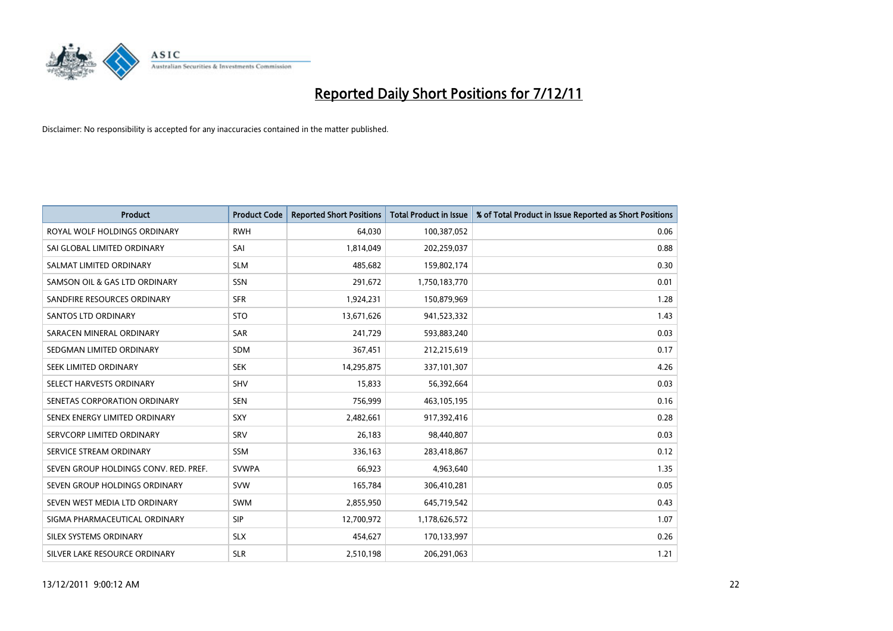# Reported Daily Short Positions for 7/12/11

Disclaimer: No responsibility is accepted for any inaccuracies contained in the matter published.

| Product | Product Code | Reported Short Positions | Total Product in Issue | % of Total Product in Issue Reported as Short Positions |
|---|---|---|---|---|
| ROYAL WOLF HOLDINGS ORDINARY | RWH | 64,030 | 100,387,052 | 0.06 |
| SAI GLOBAL LIMITED ORDINARY | SAI | 1,814,049 | 202,259,037 | 0.88 |
| SALMAT LIMITED ORDINARY | SLM | 485,682 | 159,802,174 | 0.30 |
| SAMSON OIL & GAS LTD ORDINARY | SSN | 291,672 | 1,750,183,770 | 0.01 |
| SANDFIRE RESOURCES ORDINARY | SFR | 1,924,231 | 150,879,969 | 1.28 |
| SANTOS LTD ORDINARY | STO | 13,671,626 | 941,523,332 | 1.43 |
| SARACEN MINERAL ORDINARY | SAR | 241,729 | 593,883,240 | 0.03 |
| SEDGMAN LIMITED ORDINARY | SDM | 367,451 | 212,215,619 | 0.17 |
| SEEK LIMITED ORDINARY | SEK | 14,295,875 | 337,101,307 | 4.26 |
| SELECT HARVESTS ORDINARY | SHV | 15,833 | 56,392,664 | 0.03 |
| SENETAS CORPORATION ORDINARY | SEN | 756,999 | 463,105,195 | 0.16 |
| SENEX ENERGY LIMITED ORDINARY | SXY | 2,482,661 | 917,392,416 | 0.28 |
| SERVCORP LIMITED ORDINARY | SRV | 26,183 | 98,440,807 | 0.03 |
| SERVICE STREAM ORDINARY | SSM | 336,163 | 283,418,867 | 0.12 |
| SEVEN GROUP HOLDINGS CONV. RED. PREF. | SVWPA | 66,923 | 4,963,640 | 1.35 |
| SEVEN GROUP HOLDINGS ORDINARY | SVW | 165,784 | 306,410,281 | 0.05 |
| SEVEN WEST MEDIA LTD ORDINARY | SWM | 2,855,950 | 645,719,542 | 0.43 |
| SIGMA PHARMACEUTICAL ORDINARY | SIP | 12,700,972 | 1,178,626,572 | 1.07 |
| SILEX SYSTEMS ORDINARY | SLX | 454,627 | 170,133,997 | 0.26 |
| SILVER LAKE RESOURCE ORDINARY | SLR | 2,510,198 | 206,291,063 | 1.21 |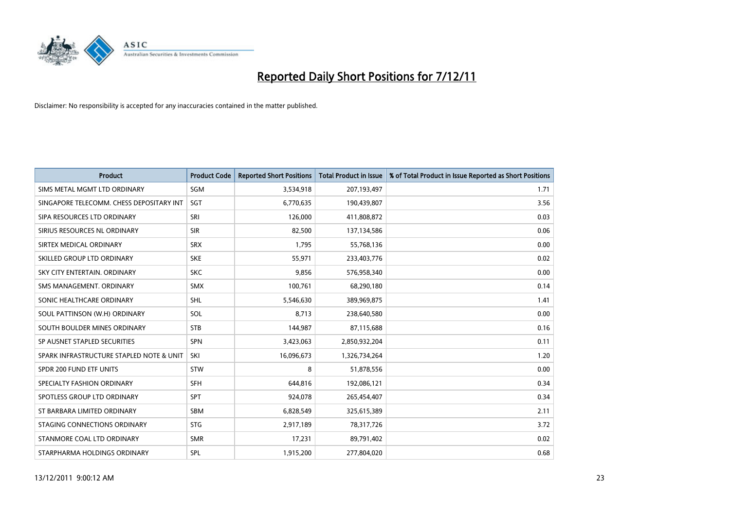# Reported Daily Short Positions for 7/12/11

Disclaimer: No responsibility is accepted for any inaccuracies contained in the matter published.

| Product | Product Code | Reported Short Positions | Total Product in Issue | % of Total Product in Issue Reported as Short Positions |
|---|---|---|---|---|
| SIMS METAL MGMT LTD ORDINARY | SGM | 3,534,918 | 207,193,497 | 1.71 |
| SINGAPORE TELECOMM. CHESS DEPOSITARY INT | SGT | 6,770,635 | 190,439,807 | 3.56 |
| SIPA RESOURCES LTD ORDINARY | SRI | 126,000 | 411,808,872 | 0.03 |
| SIRIUS RESOURCES NL ORDINARY | SIR | 82,500 | 137,134,586 | 0.06 |
| SIRTEX MEDICAL ORDINARY | SRX | 1,795 | 55,768,136 | 0.00 |
| SKILLED GROUP LTD ORDINARY | SKE | 55,971 | 233,403,776 | 0.02 |
| SKY CITY ENTERTAIN. ORDINARY | SKC | 9,856 | 576,958,340 | 0.00 |
| SMS MANAGEMENT. ORDINARY | SMX | 100,761 | 68,290,180 | 0.14 |
| SONIC HEALTHCARE ORDINARY | SHL | 5,546,630 | 389,969,875 | 1.41 |
| SOUL PATTINSON (W.H) ORDINARY | SOL | 8,713 | 238,640,580 | 0.00 |
| SOUTH BOULDER MINES ORDINARY | STB | 144,987 | 87,115,688 | 0.16 |
| SP AUSNET STAPLED SECURITIES | SPN | 3,423,063 | 2,850,932,204 | 0.11 |
| SPARK INFRASTRUCTURE STAPLED NOTE & UNIT | SKI | 16,096,673 | 1,326,734,264 | 1.20 |
| SPDR 200 FUND ETF UNITS | STW | 8 | 51,878,556 | 0.00 |
| SPECIALTY FASHION ORDINARY | SFH | 644,816 | 192,086,121 | 0.34 |
| SPOTLESS GROUP LTD ORDINARY | SPT | 924,078 | 265,454,407 | 0.34 |
| ST BARBARA LIMITED ORDINARY | SBM | 6,828,549 | 325,615,389 | 2.11 |
| STAGING CONNECTIONS ORDINARY | STG | 2,917,189 | 78,317,726 | 3.72 |
| STANMORE COAL LTD ORDINARY | SMR | 17,231 | 89,791,402 | 0.02 |
| STARPHARMA HOLDINGS ORDINARY | SPL | 1,915,200 | 277,804,020 | 0.68 |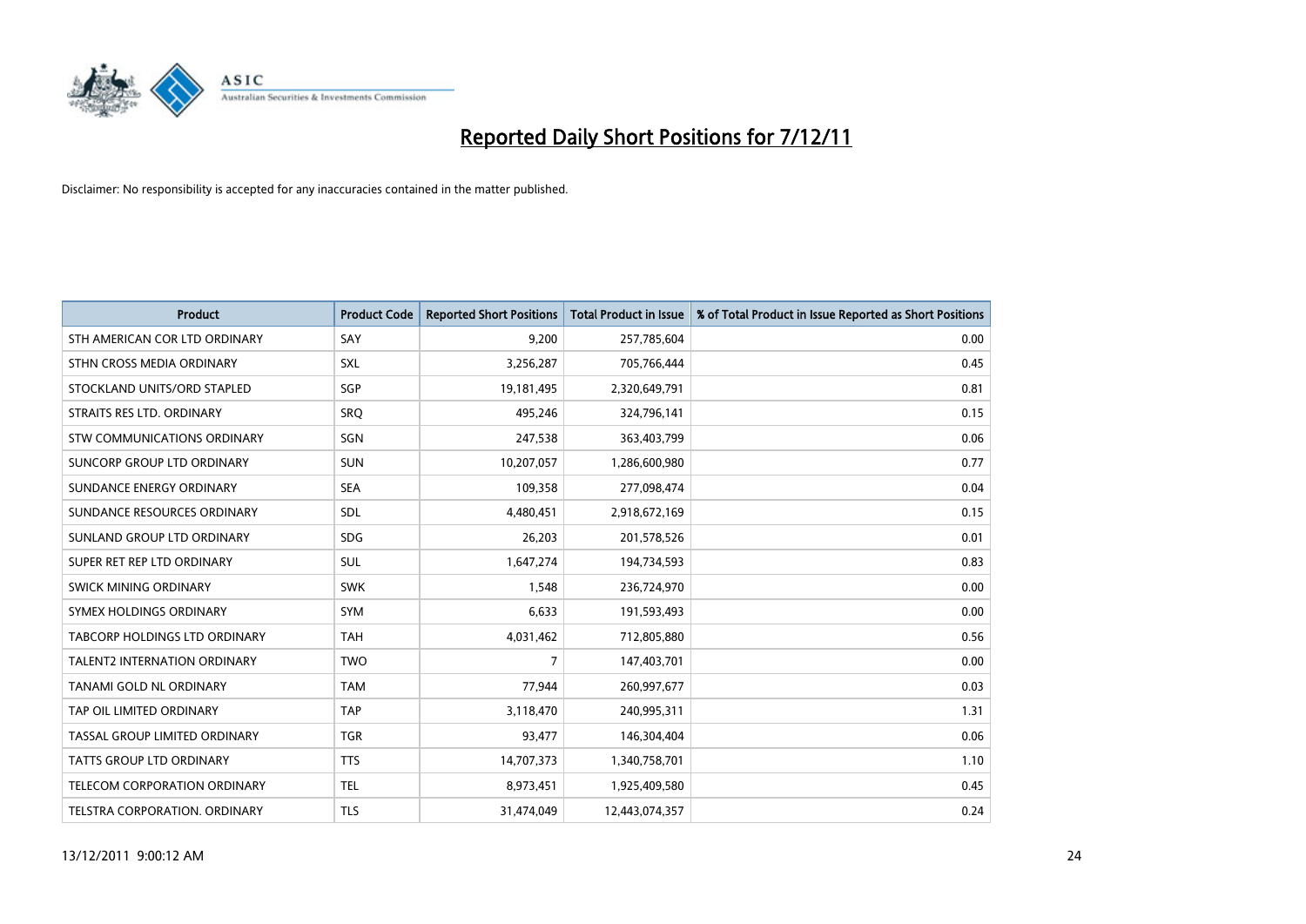# Reported Daily Short Positions for 7/12/11

Disclaimer: No responsibility is accepted for any inaccuracies contained in the matter published.

| Product | Product Code | Reported Short Positions | Total Product in Issue | % of Total Product in Issue Reported as Short Positions |
|---|---|---|---|---|
| STH AMERICAN COR LTD ORDINARY | SAY | 9,200 | 257,785,604 | 0.00 |
| STHN CROSS MEDIA ORDINARY | SXL | 3,256,287 | 705,766,444 | 0.45 |
| STOCKLAND UNITS/ORD STAPLED | SGP | 19,181,495 | 2,320,649,791 | 0.81 |
| STRAITS RES LTD. ORDINARY | SRQ | 495,246 | 324,796,141 | 0.15 |
| STW COMMUNICATIONS ORDINARY | SGN | 247,538 | 363,403,799 | 0.06 |
| SUNCORP GROUP LTD ORDINARY | SUN | 10,207,057 | 1,286,600,980 | 0.77 |
| SUNDANCE ENERGY ORDINARY | SEA | 109,358 | 277,098,474 | 0.04 |
| SUNDANCE RESOURCES ORDINARY | SDL | 4,480,451 | 2,918,672,169 | 0.15 |
| SUNLAND GROUP LTD ORDINARY | SDG | 26,203 | 201,578,526 | 0.01 |
| SUPER RET REP LTD ORDINARY | SUL | 1,647,274 | 194,734,593 | 0.83 |
| SWICK MINING ORDINARY | SWK | 1,548 | 236,724,970 | 0.00 |
| SYMEX HOLDINGS ORDINARY | SYM | 6,633 | 191,593,493 | 0.00 |
| TABCORP HOLDINGS LTD ORDINARY | TAH | 4,031,462 | 712,805,880 | 0.56 |
| TALENT2 INTERNATION ORDINARY | TWO | 7 | 147,403,701 | 0.00 |
| TANAMI GOLD NL ORDINARY | TAM | 77,944 | 260,997,677 | 0.03 |
| TAP OIL LIMITED ORDINARY | TAP | 3,118,470 | 240,995,311 | 1.31 |
| TASSAL GROUP LIMITED ORDINARY | TGR | 93,477 | 146,304,404 | 0.06 |
| TATTS GROUP LTD ORDINARY | TTS | 14,707,373 | 1,340,758,701 | 1.10 |
| TELECOM CORPORATION ORDINARY | TEL | 8,973,451 | 1,925,409,580 | 0.45 |
| TELSTRA CORPORATION. ORDINARY | TLS | 31,474,049 | 12,443,074,357 | 0.24 |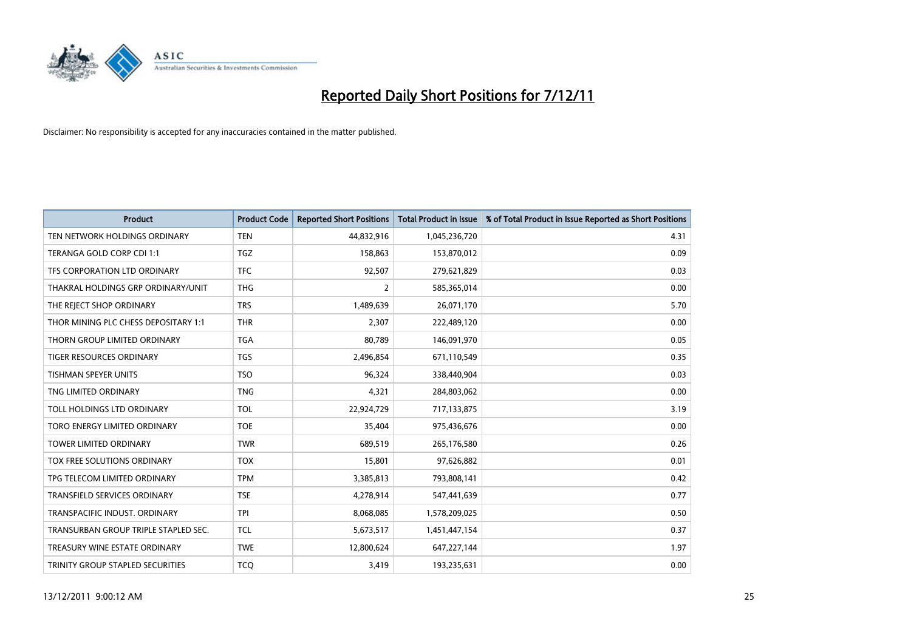# Reported Daily Short Positions for 7/12/11

Disclaimer: No responsibility is accepted for any inaccuracies contained in the matter published.

| Product | Product Code | Reported Short Positions | Total Product in Issue | % of Total Product in Issue Reported as Short Positions |
|---|---|---|---|---|
| TEN NETWORK HOLDINGS ORDINARY | TEN | 44,832,916 | 1,045,236,720 | 4.31 |
| TERANGA GOLD CORP CDI 1:1 | TGZ | 158,863 | 153,870,012 | 0.09 |
| TFS CORPORATION LTD ORDINARY | TFC | 92,507 | 279,621,829 | 0.03 |
| THAKRAL HOLDINGS GRP ORDINARY/UNIT | THG | 2 | 585,365,014 | 0.00 |
| THE REJECT SHOP ORDINARY | TRS | 1,489,639 | 26,071,170 | 5.70 |
| THOR MINING PLC CHESS DEPOSITARY 1:1 | THR | 2,307 | 222,489,120 | 0.00 |
| THORN GROUP LIMITED ORDINARY | TGA | 80,789 | 146,091,970 | 0.05 |
| TIGER RESOURCES ORDINARY | TGS | 2,496,854 | 671,110,549 | 0.35 |
| TISHMAN SPEYER UNITS | TSO | 96,324 | 338,440,904 | 0.03 |
| TNG LIMITED ORDINARY | TNG | 4,321 | 284,803,062 | 0.00 |
| TOLL HOLDINGS LTD ORDINARY | TOL | 22,924,729 | 717,133,875 | 3.19 |
| TORO ENERGY LIMITED ORDINARY | TOE | 35,404 | 975,436,676 | 0.00 |
| TOWER LIMITED ORDINARY | TWR | 689,519 | 265,176,580 | 0.26 |
| TOX FREE SOLUTIONS ORDINARY | TOX | 15,801 | 97,626,882 | 0.01 |
| TPG TELECOM LIMITED ORDINARY | TPM | 3,385,813 | 793,808,141 | 0.42 |
| TRANSFIELD SERVICES ORDINARY | TSE | 4,278,914 | 547,441,639 | 0.77 |
| TRANSPACIFIC INDUST. ORDINARY | TPI | 8,068,085 | 1,578,209,025 | 0.50 |
| TRANSURBAN GROUP TRIPLE STAPLED SEC. | TCL | 5,673,517 | 1,451,447,154 | 0.37 |
| TREASURY WINE ESTATE ORDINARY | TWE | 12,800,624 | 647,227,144 | 1.97 |
| TRINITY GROUP STAPLED SECURITIES | TCQ | 3,419 | 193,235,631 | 0.00 |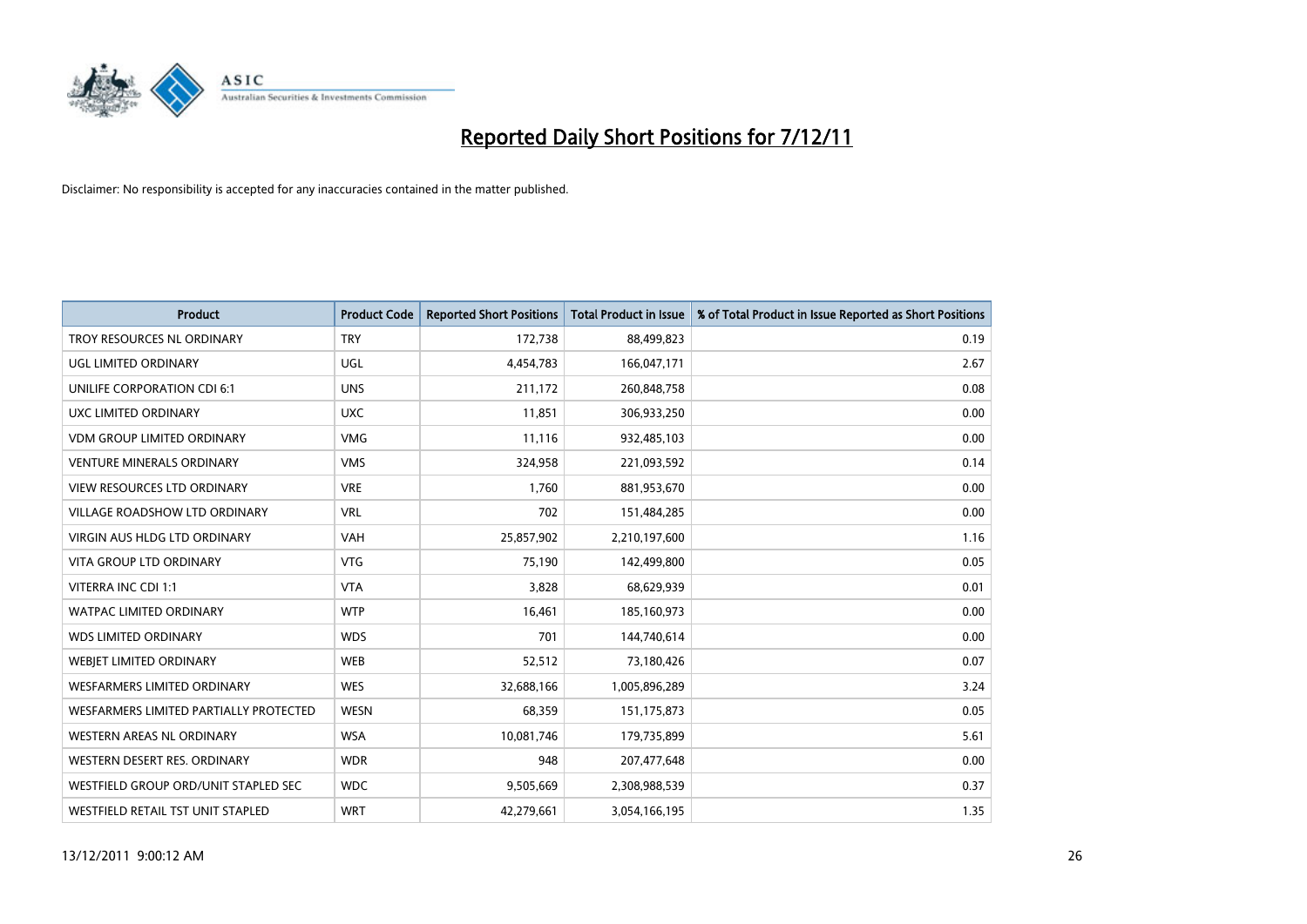# Reported Daily Short Positions for 7/12/11

Disclaimer: No responsibility is accepted for any inaccuracies contained in the matter published.

| Product | Product Code | Reported Short Positions | Total Product in Issue | % of Total Product in Issue Reported as Short Positions |
|---|---|---|---|---|
| TROY RESOURCES NL ORDINARY | TRY | 172,738 | 88,499,823 | 0.19 |
| UGL LIMITED ORDINARY | UGL | 4,454,783 | 166,047,171 | 2.67 |
| UNILIFE CORPORATION CDI 6:1 | UNS | 211,172 | 260,848,758 | 0.08 |
| UXC LIMITED ORDINARY | UXC | 11,851 | 306,933,250 | 0.00 |
| VDM GROUP LIMITED ORDINARY | VMG | 11,116 | 932,485,103 | 0.00 |
| VENTURE MINERALS ORDINARY | VMS | 324,958 | 221,093,592 | 0.14 |
| VIEW RESOURCES LTD ORDINARY | VRE | 1,760 | 881,953,670 | 0.00 |
| VILLAGE ROADSHOW LTD ORDINARY | VRL | 702 | 151,484,285 | 0.00 |
| VIRGIN AUS HLDG LTD ORDINARY | VAH | 25,857,902 | 2,210,197,600 | 1.16 |
| VITA GROUP LTD ORDINARY | VTG | 75,190 | 142,499,800 | 0.05 |
| VITERRA INC CDI 1:1 | VTA | 3,828 | 68,629,939 | 0.01 |
| WATPAC LIMITED ORDINARY | WTP | 16,461 | 185,160,973 | 0.00 |
| WDS LIMITED ORDINARY | WDS | 701 | 144,740,614 | 0.00 |
| WEBJET LIMITED ORDINARY | WEB | 52,512 | 73,180,426 | 0.07 |
| WESFARMERS LIMITED ORDINARY | WES | 32,688,166 | 1,005,896,289 | 3.24 |
| WESFARMERS LIMITED PARTIALLY PROTECTED | WESN | 68,359 | 151,175,873 | 0.05 |
| WESTERN AREAS NL ORDINARY | WSA | 10,081,746 | 179,735,899 | 5.61 |
| WESTERN DESERT RES. ORDINARY | WDR | 948 | 207,477,648 | 0.00 |
| WESTFIELD GROUP ORD/UNIT STAPLED SEC | WDC | 9,505,669 | 2,308,988,539 | 0.37 |
| WESTFIELD RETAIL TST UNIT STAPLED | WRT | 42,279,661 | 3,054,166,195 | 1.35 |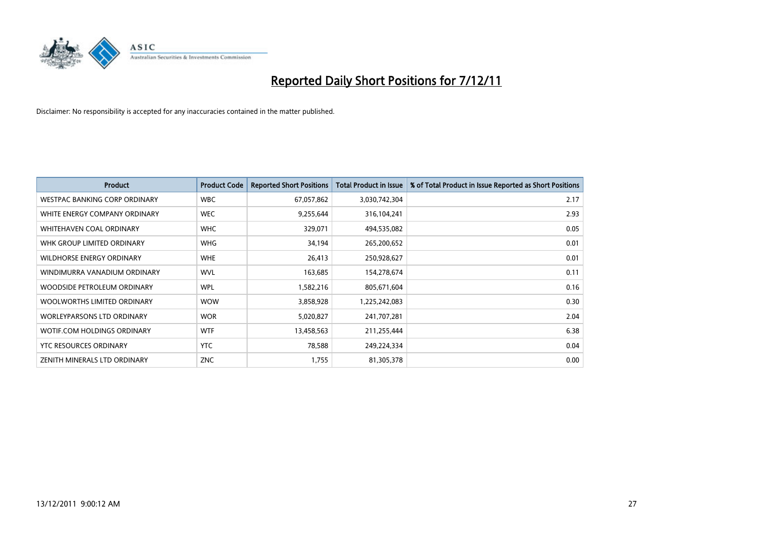# Reported Daily Short Positions for 7/12/11

Disclaimer: No responsibility is accepted for any inaccuracies contained in the matter published.

| Product | Product Code | Reported Short Positions | Total Product in Issue | % of Total Product in Issue Reported as Short Positions |
|---|---|---|---|---|
| WESTPAC BANKING CORP ORDINARY | WBC | 67,057,862 | 3,030,742,304 | 2.17 |
| WHITE ENERGY COMPANY ORDINARY | WEC | 9,255,644 | 316,104,241 | 2.93 |
| WHITEHAVEN COAL ORDINARY | WHC | 329,071 | 494,535,082 | 0.05 |
| WHK GROUP LIMITED ORDINARY | WHG | 34,194 | 265,200,652 | 0.01 |
| WILDHORSE ENERGY ORDINARY | WHE | 26,413 | 250,928,627 | 0.01 |
| WINDIMURRA VANADIUM ORDINARY | WVL | 163,685 | 154,278,674 | 0.11 |
| WOODSIDE PETROLEUM ORDINARY | WPL | 1,582,216 | 805,671,604 | 0.16 |
| WOOLWORTHS LIMITED ORDINARY | WOW | 3,858,928 | 1,225,242,083 | 0.30 |
| WORLEYPARSONS LTD ORDINARY | WOR | 5,020,827 | 241,707,281 | 2.04 |
| WOTIF.COM HOLDINGS ORDINARY | WTF | 13,458,563 | 211,255,444 | 6.38 |
| YTC RESOURCES ORDINARY | YTC | 78,588 | 249,224,334 | 0.04 |
| ZENITH MINERALS LTD ORDINARY | ZNC | 1,755 | 81,305,378 | 0.00 |